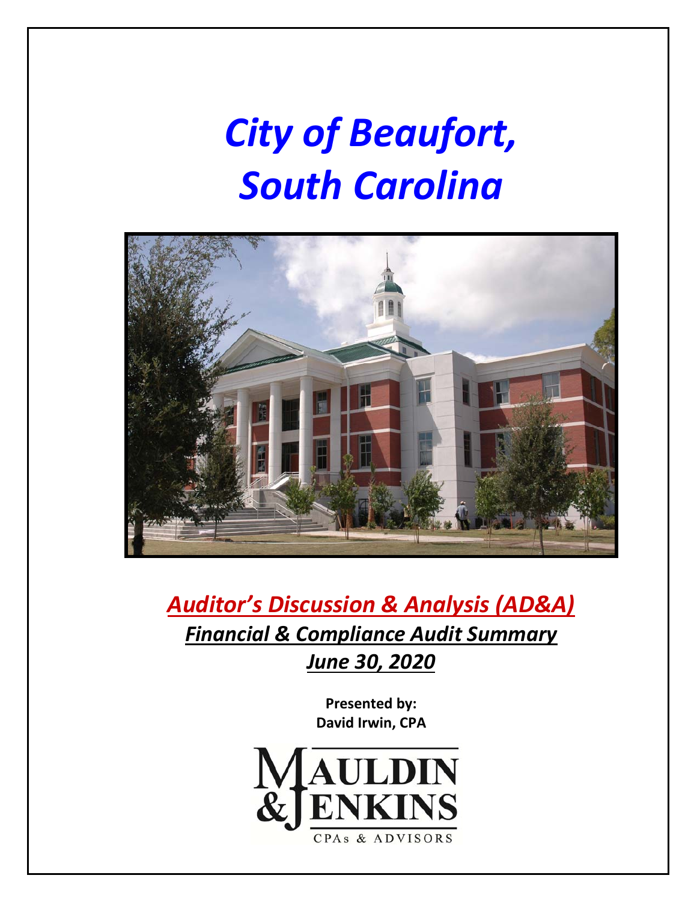# *City of Beaufort, South Carolina*

## *Auditor's Discussion & Analysis (AD&A)*

### *Financial & Compliance Audit Summary*

### *June 30, 2020*

**Presented by:**
**David Irwin, CPA**

MAULDIN & JENKINS
CPAs & ADVISORS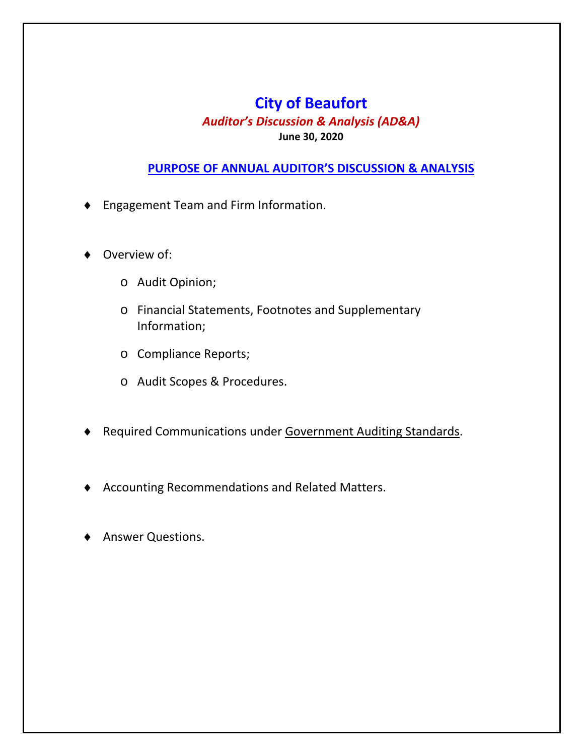# City of Beaufort

***Auditor's Discussion & Analysis (AD&A)***

**June 30, 2020**

## PURPOSE OF ANNUAL AUDITOR'S DISCUSSION & ANALYSIS

- Engagement Team and Firm Information.
- Overview of:
  - Audit Opinion;
  - Financial Statements, Footnotes and Supplementary Information;
  - Compliance Reports;
  - Audit Scopes & Procedures.
- Required Communications under Government Auditing Standards.
- Accounting Recommendations and Related Matters.
- Answer Questions.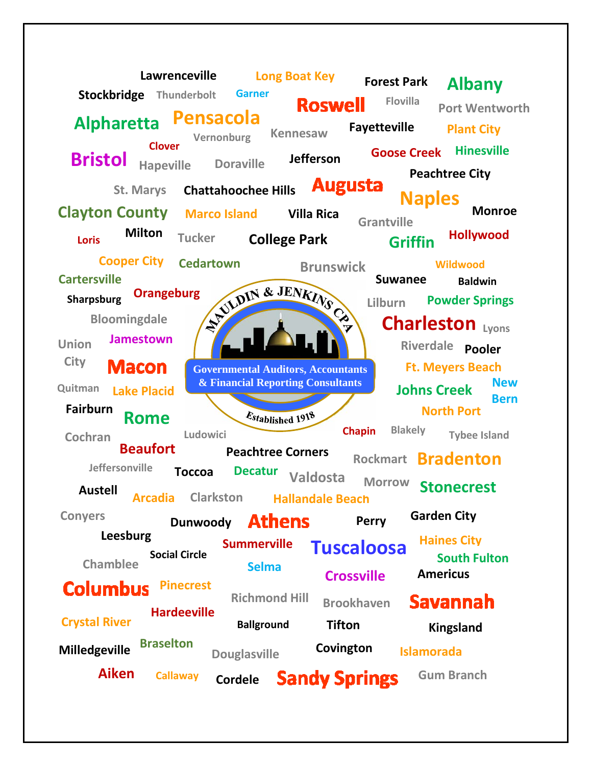Lawrenceville
Long Boat Key
Forest Park
Albany
Stockbridge
Thunderbolt
Garner
Roswell
Flovilla
Port Wentworth
Alpharetta
Pensacola
Kennesaw
Fayetteville
Plant City
Vernonburg
Clover
Goose Creek
Hinesville
Bristol
Hapeville
Doraville
Jefferson
Peachtree City
St. Marys
Chattahoochee Hills
Augusta
Naples
Clayton County
Marco Island
Villa Rica
Monroe
Grantville
Loris
Milton
Tucker
College Park
Griffin
Hollywood
Cooper City
Cedartown
Brunswick
Wildwood
Cartersville
Suwanee
Baldwin
Sharpsburg
Orangeburg
Lilburn
Powder Springs
Bloomingdale
Charleston
Lyons
Union City
Jamestown
Riverdale
Pooler
Macon
Ft. Meyers Beach
Quitman
Lake Placid
Johns Creek
New Bern
Fairburn
Rome
North Port
Cochran
Ludowici
Chapin
Blakely
Tybee Island
Beaufort
Peachtree Corners
Rockmart
Bradenton
Jeffersonville
Toccoa
Decatur
Valdosta
Morrow
Stonecrest
Austell
Arcadia
Clarkston
Hallandale Beach
Conyers
Dunwoody
Athens
Perry
Garden City
Leesburg
Summerville
Tuscaloosa
Haines City
Social Circle
South Fulton
Chamblee
Selma
Crossville
Americus
Columbus
Pinecrest
Richmond Hill
Brookhaven
Savannah
Hardeeville
Crystal River
Ballground
Tifton
Kingsland
Milledgeville
Braselton
Douglasville
Covington
Islamorada
Aiken
Callaway
Cordele
Sandy Springs
Gum Branch

MAULDIN & JENKINS CPA
Governmental Auditors, Accountants & Financial Reporting Consultants
Established 1918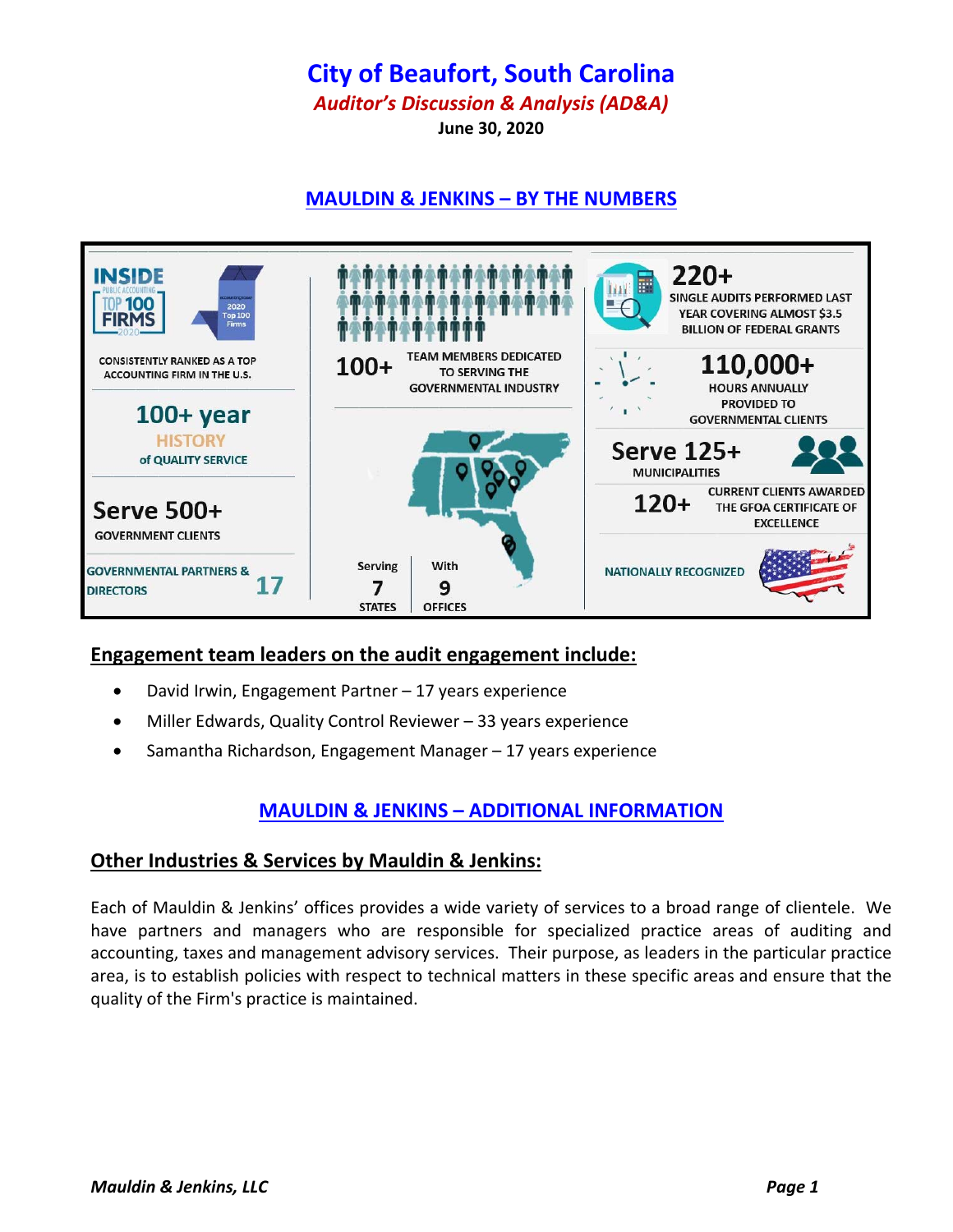# City of Beaufort, South Carolina

*Auditor's Discussion & Analysis (AD&A)*

**June 30, 2020**

## MAULDIN & JENKINS – BY THE NUMBERS

INSIDE PUBLIC ACCOUNTING TOP 100 FIRMS 2020

CONSISTENTLY RANKED AS A TOP ACCOUNTING FIRM IN THE U.S.

100+ year HISTORY of QUALITY SERVICE

Serve 500+ GOVERNMENT CLIENTS

GOVERNMENTAL PARTNERS & DIRECTORS 17

100+ TEAM MEMBERS DEDICATED TO SERVING THE GOVERNMENTAL INDUSTRY

Serving 7 STATES

With 9 OFFICES

220+ SINGLE AUDITS PERFORMED LAST YEAR COVERING ALMOST $3.5 BILLION OF FEDERAL GRANTS

110,000+ HOURS ANNUALLY PROVIDED TO GOVERNMENTAL CLIENTS

Serve 125+ MUNICIPALITIES

120+ CURRENT CLIENTS AWARDED THE GFOA CERTIFICATE OF EXCELLENCE

NATIONALLY RECOGNIZED

### Engagement team leaders on the audit engagement include:

- David Irwin, Engagement Partner – 17 years experience
- Miller Edwards, Quality Control Reviewer – 33 years experience
- Samantha Richardson, Engagement Manager – 17 years experience

## MAULDIN & JENKINS – ADDITIONAL INFORMATION

### Other Industries & Services by Mauldin & Jenkins:

Each of Mauldin & Jenkins' offices provides a wide variety of services to a broad range of clientele. We have partners and managers who are responsible for specialized practice areas of auditing and accounting, taxes and management advisory services. Their purpose, as leaders in the particular practice area, is to establish policies with respect to technical matters in these specific areas and ensure that the quality of the Firm's practice is maintained.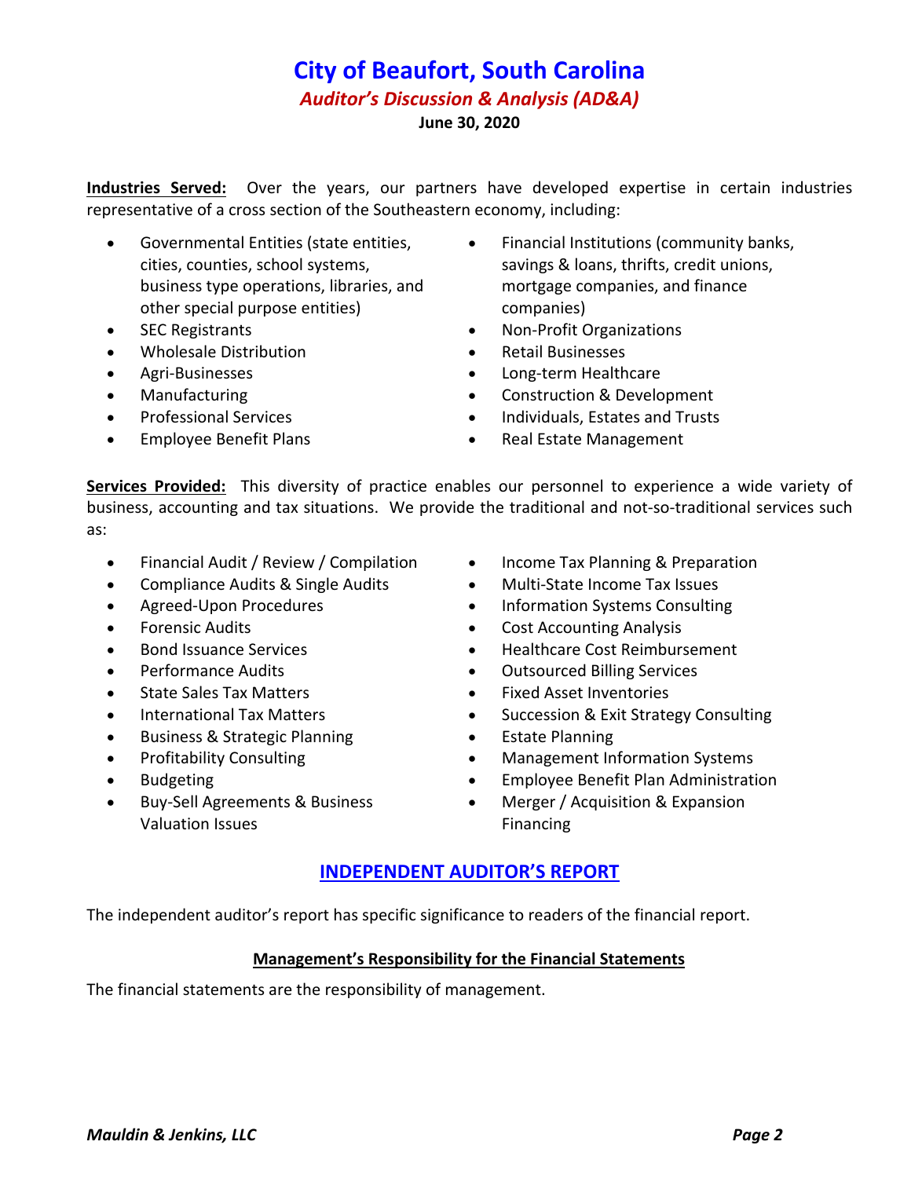**Industries Served:** Over the years, our partners have developed expertise in certain industries representative of a cross section of the Southeastern economy, including:

- Governmental Entities (state entities, cities, counties, school systems, business type operations, libraries, and other special purpose entities)
- SEC Registrants
- Wholesale Distribution
- Agri-Businesses
- Manufacturing
- Professional Services
- Employee Benefit Plans
- Financial Institutions (community banks, savings & loans, thrifts, credit unions, mortgage companies, and finance companies)
- Non-Profit Organizations
- Retail Businesses
- Long-term Healthcare
- Construction & Development
- Individuals, Estates and Trusts
- Real Estate Management

**Services Provided:** This diversity of practice enables our personnel to experience a wide variety of business, accounting and tax situations. We provide the traditional and not-so-traditional services such as:

- Financial Audit / Review / Compilation
- Compliance Audits & Single Audits
- Agreed-Upon Procedures
- Forensic Audits
- Bond Issuance Services
- Performance Audits
- State Sales Tax Matters
- International Tax Matters
- Business & Strategic Planning
- Profitability Consulting
- Budgeting
- Buy-Sell Agreements & Business Valuation Issues
- Income Tax Planning & Preparation
- Multi-State Income Tax Issues
- Information Systems Consulting
- Cost Accounting Analysis
- Healthcare Cost Reimbursement
- Outsourced Billing Services
- Fixed Asset Inventories
- Succession & Exit Strategy Consulting
- Estate Planning
- Management Information Systems
- Employee Benefit Plan Administration
- Merger / Acquisition & Expansion Financing

## INDEPENDENT AUDITOR'S REPORT

The independent auditor's report has specific significance to readers of the financial report.

### Management's Responsibility for the Financial Statements

The financial statements are the responsibility of management.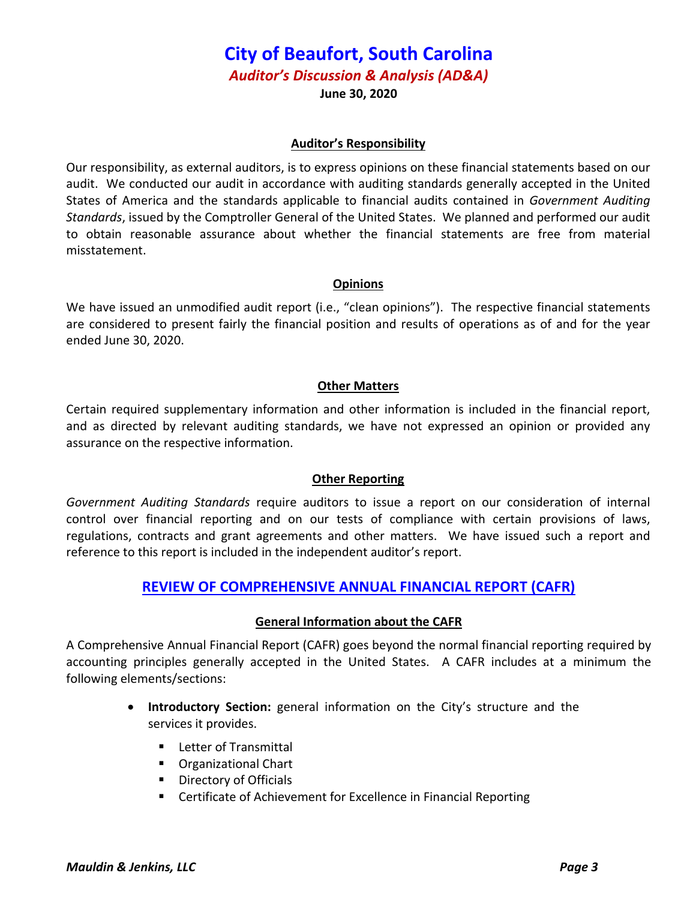# City of Beaufort, South Carolina

## *Auditor's Discussion & Analysis (AD&A)*

**June 30, 2020**

### Auditor's Responsibility

Our responsibility, as external auditors, is to express opinions on these financial statements based on our audit. We conducted our audit in accordance with auditing standards generally accepted in the United States of America and the standards applicable to financial audits contained in *Government Auditing Standards*, issued by the Comptroller General of the United States. We planned and performed our audit to obtain reasonable assurance about whether the financial statements are free from material misstatement.

### Opinions

We have issued an unmodified audit report (i.e., "clean opinions"). The respective financial statements are considered to present fairly the financial position and results of operations as of and for the year ended June 30, 2020.

### Other Matters

Certain required supplementary information and other information is included in the financial report, and as directed by relevant auditing standards, we have not expressed an opinion or provided any assurance on the respective information.

### Other Reporting

*Government Auditing Standards* require auditors to issue a report on our consideration of internal control over financial reporting and on our tests of compliance with certain provisions of laws, regulations, contracts and grant agreements and other matters. We have issued such a report and reference to this report is included in the independent auditor's report.

## REVIEW OF COMPREHENSIVE ANNUAL FINANCIAL REPORT (CAFR)

### General Information about the CAFR

A Comprehensive Annual Financial Report (CAFR) goes beyond the normal financial reporting required by accounting principles generally accepted in the United States. A CAFR includes at a minimum the following elements/sections:

- **Introductory Section:** general information on the City's structure and the services it provides.
  - Letter of Transmittal
  - Organizational Chart
  - Directory of Officials
  - Certificate of Achievement for Excellence in Financial Reporting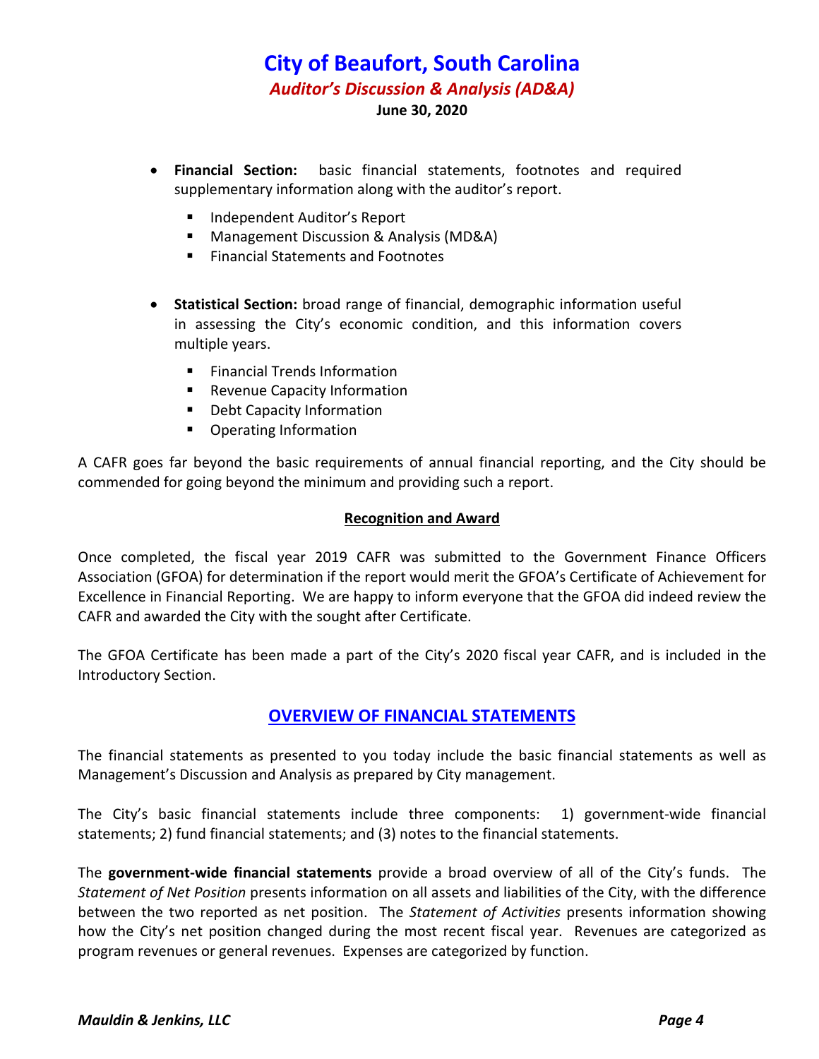- **Financial Section:** basic financial statements, footnotes and required supplementary information along with the auditor's report.
  - Independent Auditor's Report
  - Management Discussion & Analysis (MD&A)
  - Financial Statements and Footnotes

- **Statistical Section:** broad range of financial, demographic information useful in assessing the City's economic condition, and this information covers multiple years.
  - Financial Trends Information
  - Revenue Capacity Information
  - Debt Capacity Information
  - Operating Information

A CAFR goes far beyond the basic requirements of annual financial reporting, and the City should be commended for going beyond the minimum and providing such a report.

### Recognition and Award

Once completed, the fiscal year 2019 CAFR was submitted to the Government Finance Officers Association (GFOA) for determination if the report would merit the GFOA's Certificate of Achievement for Excellence in Financial Reporting. We are happy to inform everyone that the GFOA did indeed review the CAFR and awarded the City with the sought after Certificate.

The GFOA Certificate has been made a part of the City's 2020 fiscal year CAFR, and is included in the Introductory Section.

## OVERVIEW OF FINANCIAL STATEMENTS

The financial statements as presented to you today include the basic financial statements as well as Management's Discussion and Analysis as prepared by City management.

The City's basic financial statements include three components: 1) government-wide financial statements; 2) fund financial statements; and (3) notes to the financial statements.

The **government-wide financial statements** provide a broad overview of all of the City's funds. The *Statement of Net Position* presents information on all assets and liabilities of the City, with the difference between the two reported as net position. The *Statement of Activities* presents information showing how the City's net position changed during the most recent fiscal year. Revenues are categorized as program revenues or general revenues. Expenses are categorized by function.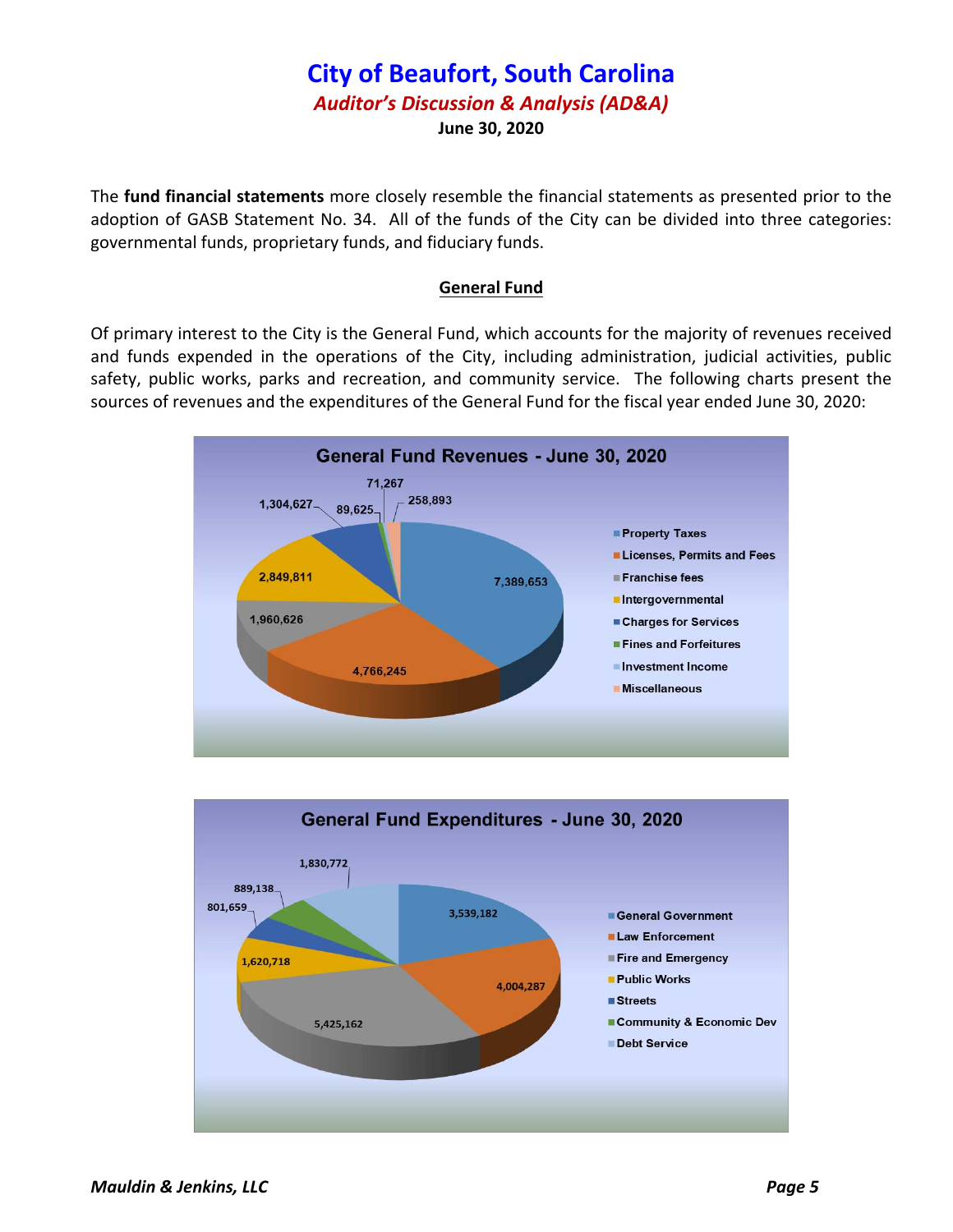# City of Beaufort, South Carolina

*Auditor's Discussion & Analysis (AD&A)*

**June 30, 2020**

The **fund financial statements** more closely resemble the financial statements as presented prior to the adoption of GASB Statement No. 34. All of the funds of the City can be divided into three categories: governmental funds, proprietary funds, and fiduciary funds.

## General Fund

Of primary interest to the City is the General Fund, which accounts for the majority of revenues received and funds expended in the operations of the City, including administration, judicial activities, public safety, public works, parks and recreation, and community service. The following charts present the sources of revenues and the expenditures of the General Fund for the fiscal year ended June 30, 2020:

**General Fund Revenues - June 30, 2020**

| Source | Amount |
|---|---|
| Property Taxes | 7,389,653 |
| Licenses, Permits and Fees | 4,766,245 |
| Franchise fees | 1,960,626 |
| Intergovernmental | 2,849,811 |
| Charges for Services | 1,304,627 |
| Fines and Forfeitures | 89,625 |
| Investment Income | 71,267 |
| Miscellaneous | 258,893 |

**General Fund Expenditures - June 30, 2020**

| Function | Amount |
|---|---|
| General Government | 3,539,182 |
| Law Enforcement | 4,004,287 |
| Fire and Emergency | 5,425,162 |
| Public Works | 1,620,718 |
| Streets | 801,659 |
| Community & Economic Dev | 889,138 |
| Debt Service | 1,830,772 |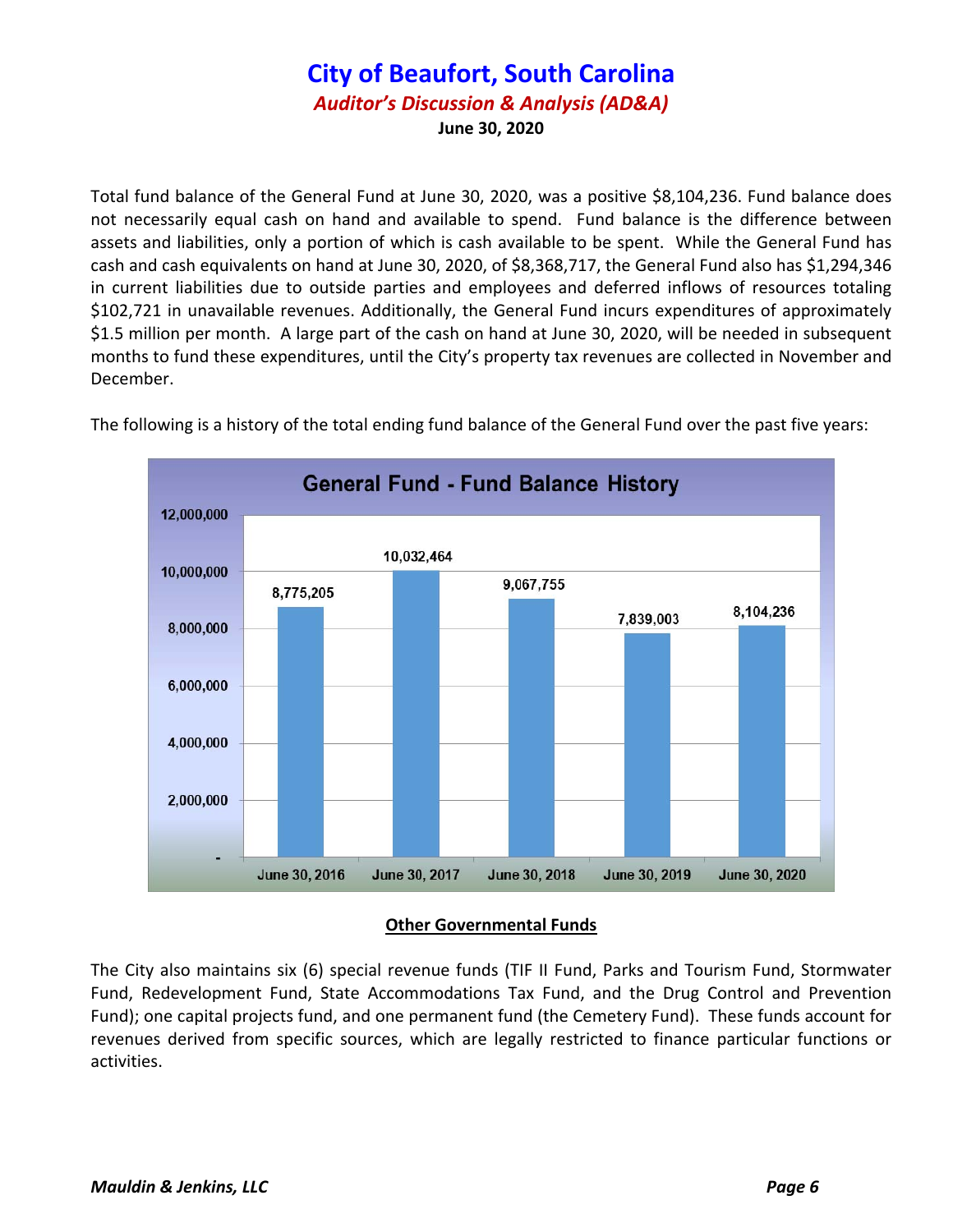Total fund balance of the General Fund at June 30, 2020, was a positive $8,104,236. Fund balance does not necessarily equal cash on hand and available to spend. Fund balance is the difference between assets and liabilities, only a portion of which is cash available to be spent. While the General Fund has cash and cash equivalents on hand at June 30, 2020, of $8,368,717, the General Fund also has $1,294,346 in current liabilities due to outside parties and employees and deferred inflows of resources totaling $102,721 in unavailable revenues. Additionally, the General Fund incurs expenditures of approximately $1.5 million per month. A large part of the cash on hand at June 30, 2020, will be needed in subsequent months to fund these expenditures, until the City's property tax revenues are collected in November and December.

The following is a history of the total ending fund balance of the General Fund over the past five years:

**General Fund - Fund Balance History**

| June 30, 2016 | June 30, 2017 | June 30, 2018 | June 30, 2019 | June 30, 2020 |
|---|---|---|---|---|
| 8,775,205 | 10,032,464 | 9,067,755 | 7,839,003 | 8,104,236 |

## Other Governmental Funds

The City also maintains six (6) special revenue funds (TIF II Fund, Parks and Tourism Fund, Stormwater Fund, Redevelopment Fund, State Accommodations Tax Fund, and the Drug Control and Prevention Fund); one capital projects fund, and one permanent fund (the Cemetery Fund). These funds account for revenues derived from specific sources, which are legally restricted to finance particular functions or activities.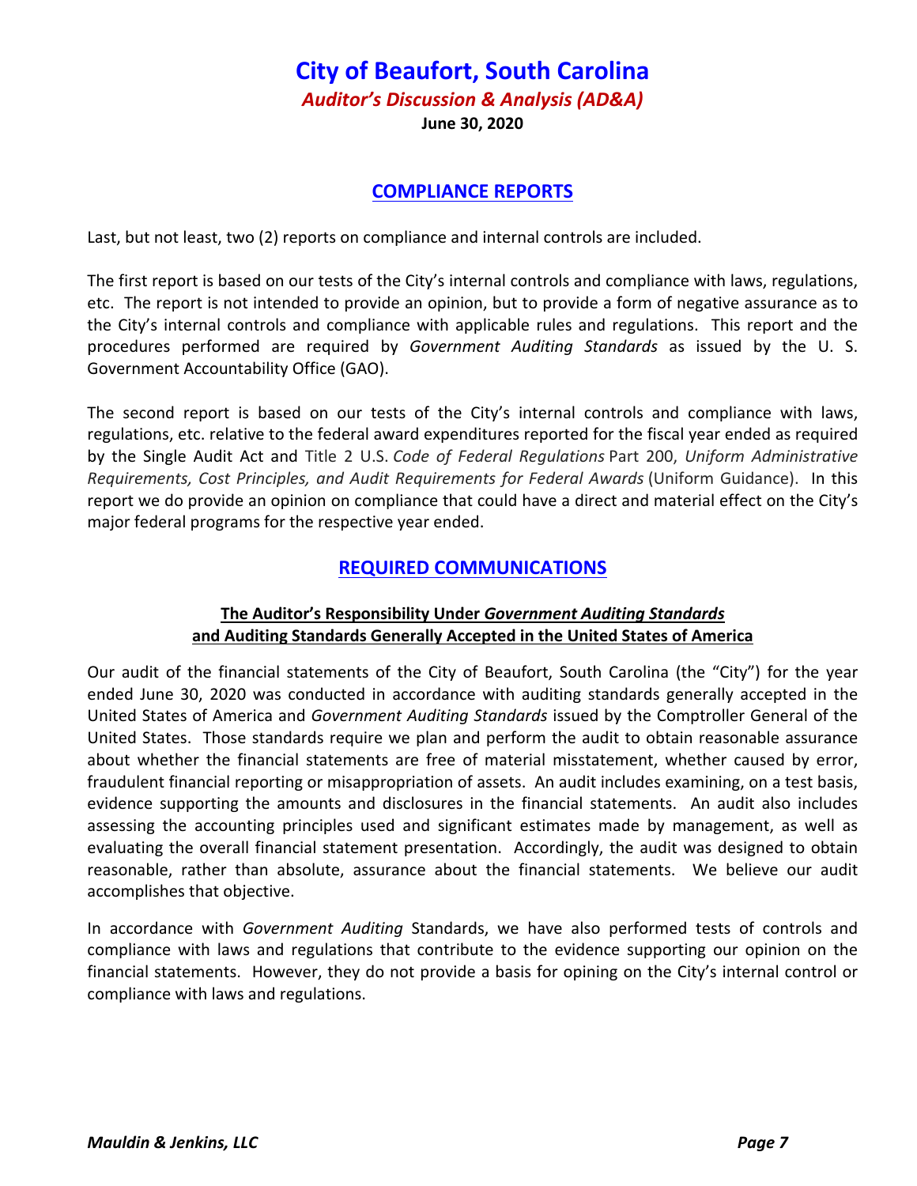# City of Beaufort, South Carolina

***Auditor's Discussion & Analysis (AD&A)***

**June 30, 2020**

## COMPLIANCE REPORTS

Last, but not least, two (2) reports on compliance and internal controls are included.

The first report is based on our tests of the City's internal controls and compliance with laws, regulations, etc. The report is not intended to provide an opinion, but to provide a form of negative assurance as to the City's internal controls and compliance with applicable rules and regulations. This report and the procedures performed are required by *Government Auditing Standards* as issued by the U. S. Government Accountability Office (GAO).

The second report is based on our tests of the City's internal controls and compliance with laws, regulations, etc. relative to the federal award expenditures reported for the fiscal year ended as required by the Single Audit Act and Title 2 U.S. *Code of Federal Regulations* Part 200, *Uniform Administrative Requirements, Cost Principles, and Audit Requirements for Federal Awards* (Uniform Guidance). In this report we do provide an opinion on compliance that could have a direct and material effect on the City's major federal programs for the respective year ended.

## REQUIRED COMMUNICATIONS

### The Auditor's Responsibility Under *Government Auditing Standards* and Auditing Standards Generally Accepted in the United States of America

Our audit of the financial statements of the City of Beaufort, South Carolina (the "City") for the year ended June 30, 2020 was conducted in accordance with auditing standards generally accepted in the United States of America and *Government Auditing Standards* issued by the Comptroller General of the United States. Those standards require we plan and perform the audit to obtain reasonable assurance about whether the financial statements are free of material misstatement, whether caused by error, fraudulent financial reporting or misappropriation of assets. An audit includes examining, on a test basis, evidence supporting the amounts and disclosures in the financial statements. An audit also includes assessing the accounting principles used and significant estimates made by management, as well as evaluating the overall financial statement presentation. Accordingly, the audit was designed to obtain reasonable, rather than absolute, assurance about the financial statements. We believe our audit accomplishes that objective.

In accordance with *Government Auditing* Standards, we have also performed tests of controls and compliance with laws and regulations that contribute to the evidence supporting our opinion on the financial statements. However, they do not provide a basis for opining on the City's internal control or compliance with laws and regulations.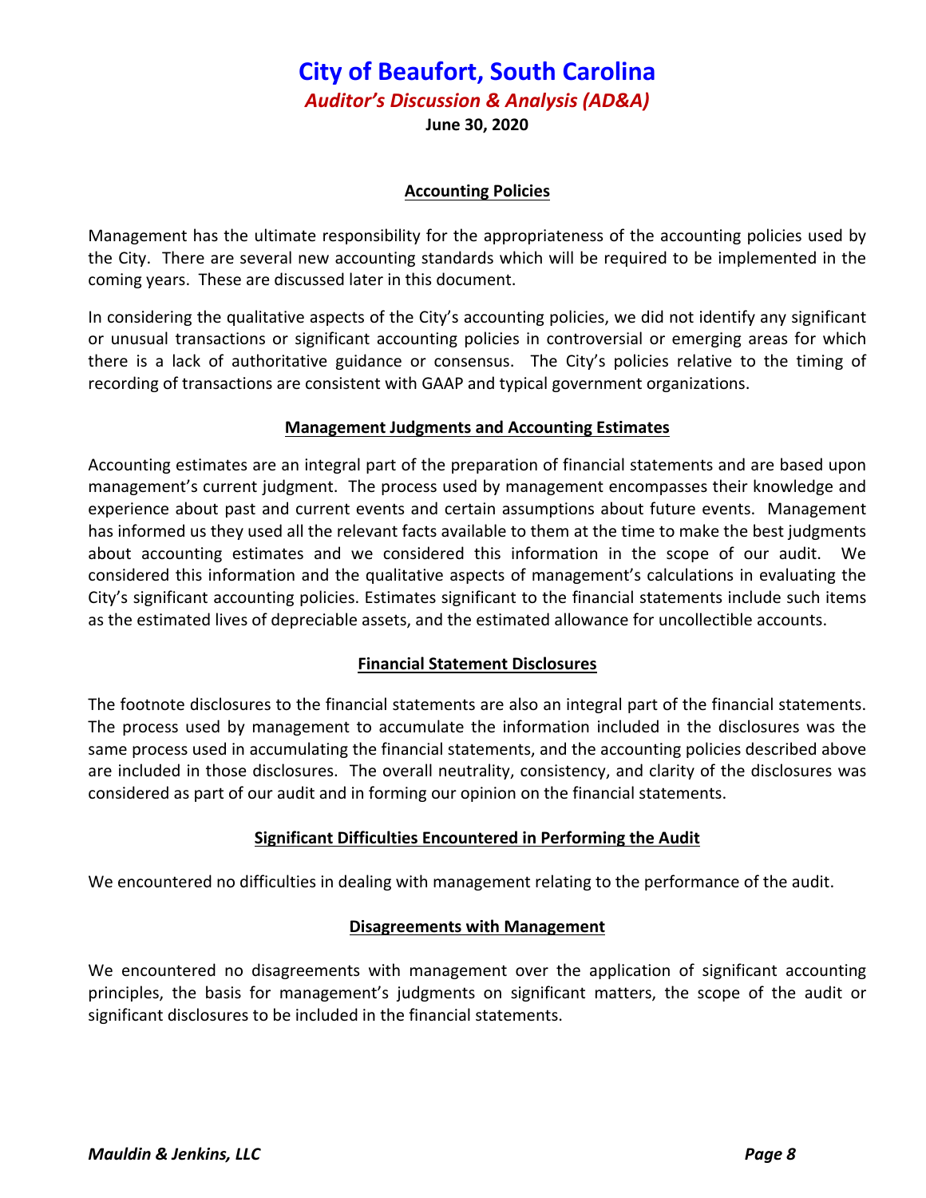# City of Beaufort, South Carolina

***Auditor's Discussion & Analysis (AD&A)***

**June 30, 2020**

## Accounting Policies

Management has the ultimate responsibility for the appropriateness of the accounting policies used by the City. There are several new accounting standards which will be required to be implemented in the coming years. These are discussed later in this document.

In considering the qualitative aspects of the City's accounting policies, we did not identify any significant or unusual transactions or significant accounting policies in controversial or emerging areas for which there is a lack of authoritative guidance or consensus. The City's policies relative to the timing of recording of transactions are consistent with GAAP and typical government organizations.

## Management Judgments and Accounting Estimates

Accounting estimates are an integral part of the preparation of financial statements and are based upon management's current judgment. The process used by management encompasses their knowledge and experience about past and current events and certain assumptions about future events. Management has informed us they used all the relevant facts available to them at the time to make the best judgments about accounting estimates and we considered this information in the scope of our audit. We considered this information and the qualitative aspects of management's calculations in evaluating the City's significant accounting policies. Estimates significant to the financial statements include such items as the estimated lives of depreciable assets, and the estimated allowance for uncollectible accounts.

## Financial Statement Disclosures

The footnote disclosures to the financial statements are also an integral part of the financial statements. The process used by management to accumulate the information included in the disclosures was the same process used in accumulating the financial statements, and the accounting policies described above are included in those disclosures. The overall neutrality, consistency, and clarity of the disclosures was considered as part of our audit and in forming our opinion on the financial statements.

## Significant Difficulties Encountered in Performing the Audit

We encountered no difficulties in dealing with management relating to the performance of the audit.

## Disagreements with Management

We encountered no disagreements with management over the application of significant accounting principles, the basis for management's judgments on significant matters, the scope of the audit or significant disclosures to be included in the financial statements.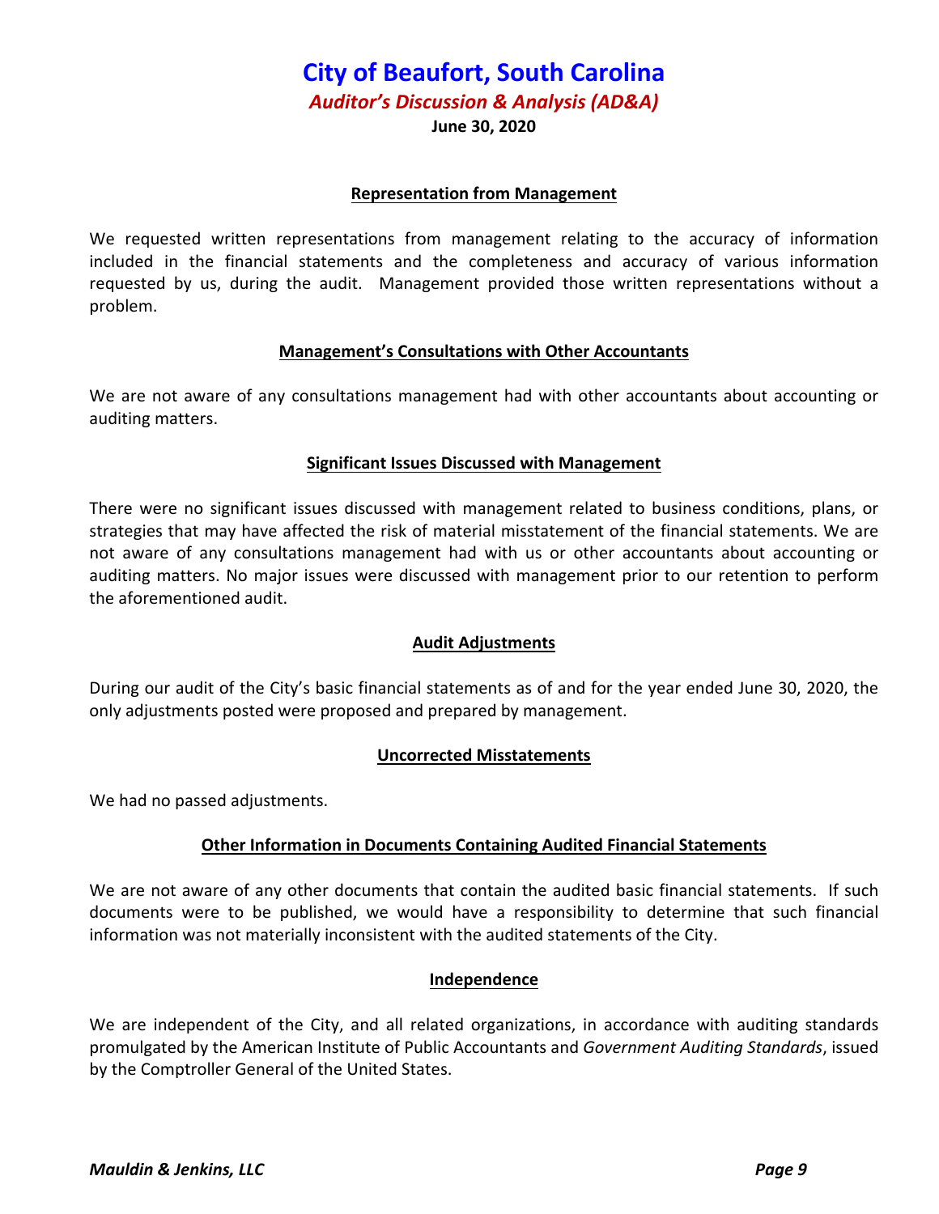## Representation from Management

We requested written representations from management relating to the accuracy of information included in the financial statements and the completeness and accuracy of various information requested by us, during the audit. Management provided those written representations without a problem.

## Management's Consultations with Other Accountants

We are not aware of any consultations management had with other accountants about accounting or auditing matters.

## Significant Issues Discussed with Management

There were no significant issues discussed with management related to business conditions, plans, or strategies that may have affected the risk of material misstatement of the financial statements. We are not aware of any consultations management had with us or other accountants about accounting or auditing matters. No major issues were discussed with management prior to our retention to perform the aforementioned audit.

## Audit Adjustments

During our audit of the City's basic financial statements as of and for the year ended June 30, 2020, the only adjustments posted were proposed and prepared by management.

## Uncorrected Misstatements

We had no passed adjustments.

## Other Information in Documents Containing Audited Financial Statements

We are not aware of any other documents that contain the audited basic financial statements. If such documents were to be published, we would have a responsibility to determine that such financial information was not materially inconsistent with the audited statements of the City.

## Independence

We are independent of the City, and all related organizations, in accordance with auditing standards promulgated by the American Institute of Public Accountants and *Government Auditing Standards*, issued by the Comptroller General of the United States.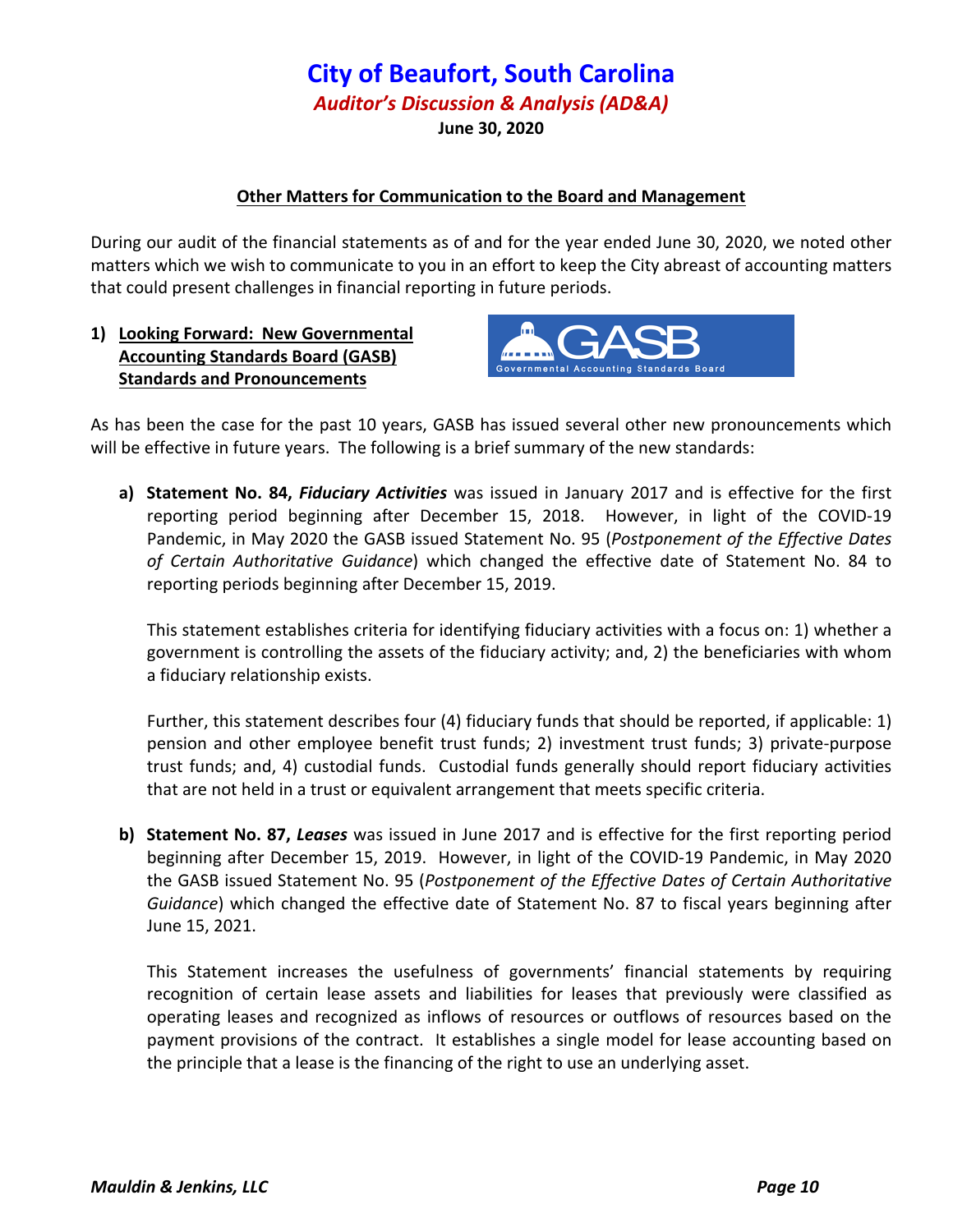# City of Beaufort, South Carolina

***Auditor's Discussion & Analysis (AD&A)***

**June 30, 2020**

## Other Matters for Communication to the Board and Management

During our audit of the financial statements as of and for the year ended June 30, 2020, we noted other matters which we wish to communicate to you in an effort to keep the City abreast of accounting matters that could present challenges in financial reporting in future periods.

### 1) Looking Forward: New Governmental Accounting Standards Board (GASB) Standards and Pronouncements

As has been the case for the past 10 years, GASB has issued several other new pronouncements which will be effective in future years. The following is a brief summary of the new standards:

**a) Statement No. 84, *Fiduciary Activities*** was issued in January 2017 and is effective for the first reporting period beginning after December 15, 2018. However, in light of the COVID-19 Pandemic, in May 2020 the GASB issued Statement No. 95 (*Postponement of the Effective Dates of Certain Authoritative Guidance*) which changed the effective date of Statement No. 84 to reporting periods beginning after December 15, 2019.

This statement establishes criteria for identifying fiduciary activities with a focus on: 1) whether a government is controlling the assets of the fiduciary activity; and, 2) the beneficiaries with whom a fiduciary relationship exists.

Further, this statement describes four (4) fiduciary funds that should be reported, if applicable: 1) pension and other employee benefit trust funds; 2) investment trust funds; 3) private-purpose trust funds; and, 4) custodial funds. Custodial funds generally should report fiduciary activities that are not held in a trust or equivalent arrangement that meets specific criteria.

**b) Statement No. 87, *Leases*** was issued in June 2017 and is effective for the first reporting period beginning after December 15, 2019. However, in light of the COVID-19 Pandemic, in May 2020 the GASB issued Statement No. 95 (*Postponement of the Effective Dates of Certain Authoritative Guidance*) which changed the effective date of Statement No. 87 to fiscal years beginning after June 15, 2021.

This Statement increases the usefulness of governments' financial statements by requiring recognition of certain lease assets and liabilities for leases that previously were classified as operating leases and recognized as inflows of resources or outflows of resources based on the payment provisions of the contract. It establishes a single model for lease accounting based on the principle that a lease is the financing of the right to use an underlying asset.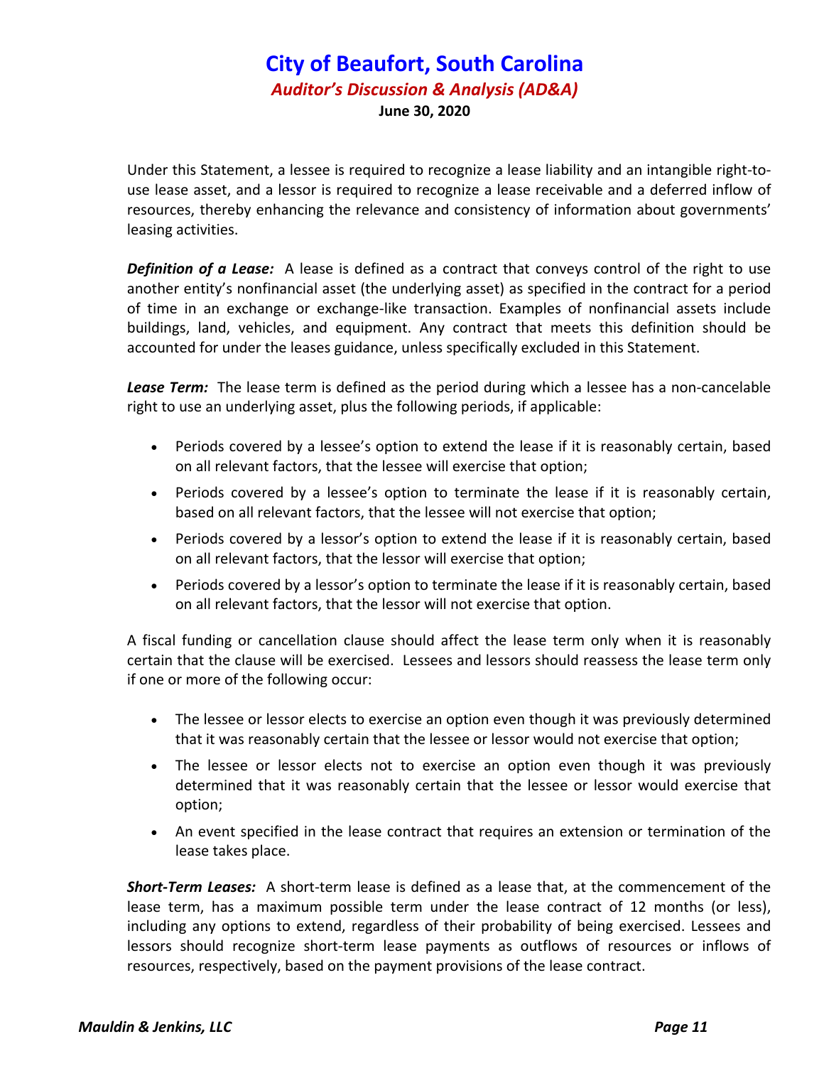Under this Statement, a lessee is required to recognize a lease liability and an intangible right-to-use lease asset, and a lessor is required to recognize a lease receivable and a deferred inflow of resources, thereby enhancing the relevance and consistency of information about governments' leasing activities.

***Definition of a Lease:*** A lease is defined as a contract that conveys control of the right to use another entity's nonfinancial asset (the underlying asset) as specified in the contract for a period of time in an exchange or exchange-like transaction. Examples of nonfinancial assets include buildings, land, vehicles, and equipment. Any contract that meets this definition should be accounted for under the leases guidance, unless specifically excluded in this Statement.

***Lease Term:*** The lease term is defined as the period during which a lessee has a non-cancelable right to use an underlying asset, plus the following periods, if applicable:

- Periods covered by a lessee's option to extend the lease if it is reasonably certain, based on all relevant factors, that the lessee will exercise that option;
- Periods covered by a lessee's option to terminate the lease if it is reasonably certain, based on all relevant factors, that the lessee will not exercise that option;
- Periods covered by a lessor's option to extend the lease if it is reasonably certain, based on all relevant factors, that the lessor will exercise that option;
- Periods covered by a lessor's option to terminate the lease if it is reasonably certain, based on all relevant factors, that the lessor will not exercise that option.

A fiscal funding or cancellation clause should affect the lease term only when it is reasonably certain that the clause will be exercised. Lessees and lessors should reassess the lease term only if one or more of the following occur:

- The lessee or lessor elects to exercise an option even though it was previously determined that it was reasonably certain that the lessee or lessor would not exercise that option;
- The lessee or lessor elects not to exercise an option even though it was previously determined that it was reasonably certain that the lessee or lessor would exercise that option;
- An event specified in the lease contract that requires an extension or termination of the lease takes place.

***Short-Term Leases:*** A short-term lease is defined as a lease that, at the commencement of the lease term, has a maximum possible term under the lease contract of 12 months (or less), including any options to extend, regardless of their probability of being exercised. Lessees and lessors should recognize short-term lease payments as outflows of resources or inflows of resources, respectively, based on the payment provisions of the lease contract.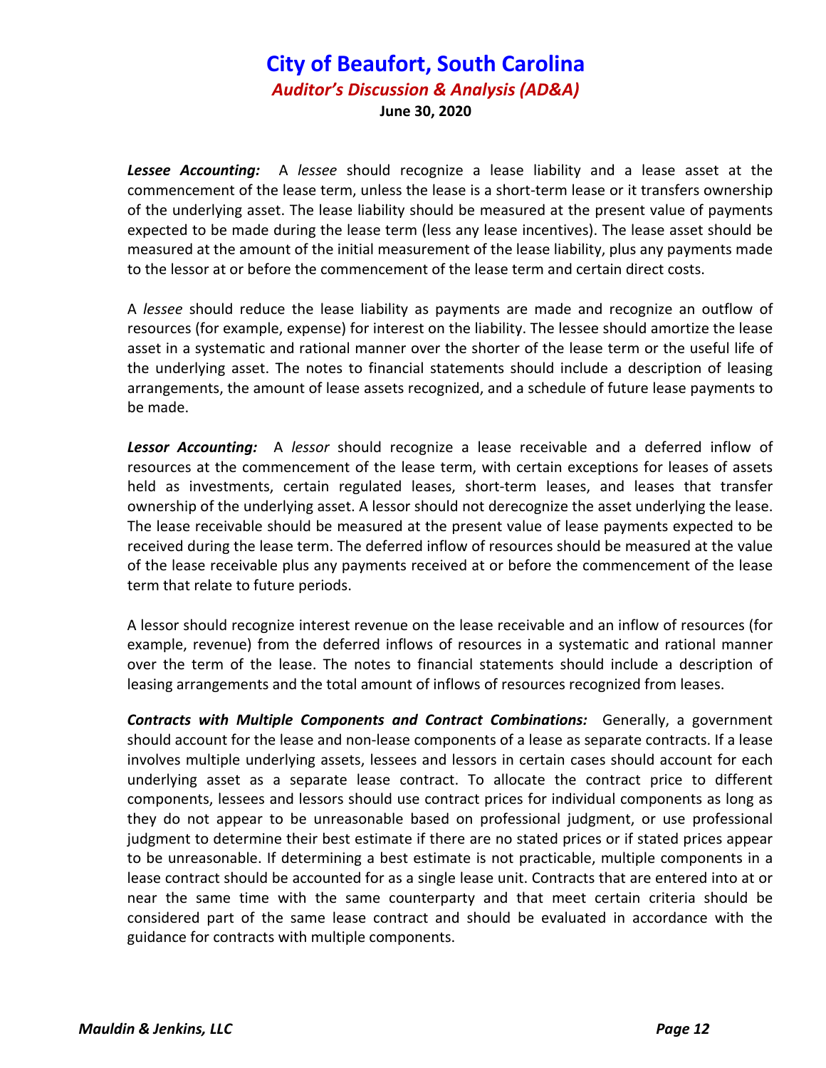***Lessee Accounting:*** A *lessee* should recognize a lease liability and a lease asset at the commencement of the lease term, unless the lease is a short-term lease or it transfers ownership of the underlying asset. The lease liability should be measured at the present value of payments expected to be made during the lease term (less any lease incentives). The lease asset should be measured at the amount of the initial measurement of the lease liability, plus any payments made to the lessor at or before the commencement of the lease term and certain direct costs.

A *lessee* should reduce the lease liability as payments are made and recognize an outflow of resources (for example, expense) for interest on the liability. The lessee should amortize the lease asset in a systematic and rational manner over the shorter of the lease term or the useful life of the underlying asset. The notes to financial statements should include a description of leasing arrangements, the amount of lease assets recognized, and a schedule of future lease payments to be made.

***Lessor Accounting:*** A *lessor* should recognize a lease receivable and a deferred inflow of resources at the commencement of the lease term, with certain exceptions for leases of assets held as investments, certain regulated leases, short-term leases, and leases that transfer ownership of the underlying asset. A lessor should not derecognize the asset underlying the lease. The lease receivable should be measured at the present value of lease payments expected to be received during the lease term. The deferred inflow of resources should be measured at the value of the lease receivable plus any payments received at or before the commencement of the lease term that relate to future periods.

A lessor should recognize interest revenue on the lease receivable and an inflow of resources (for example, revenue) from the deferred inflows of resources in a systematic and rational manner over the term of the lease. The notes to financial statements should include a description of leasing arrangements and the total amount of inflows of resources recognized from leases.

***Contracts with Multiple Components and Contract Combinations:*** Generally, a government should account for the lease and non-lease components of a lease as separate contracts. If a lease involves multiple underlying assets, lessees and lessors in certain cases should account for each underlying asset as a separate lease contract. To allocate the contract price to different components, lessees and lessors should use contract prices for individual components as long as they do not appear to be unreasonable based on professional judgment, or use professional judgment to determine their best estimate if there are no stated prices or if stated prices appear to be unreasonable. If determining a best estimate is not practicable, multiple components in a lease contract should be accounted for as a single lease unit. Contracts that are entered into at or near the same time with the same counterparty and that meet certain criteria should be considered part of the same lease contract and should be evaluated in accordance with the guidance for contracts with multiple components.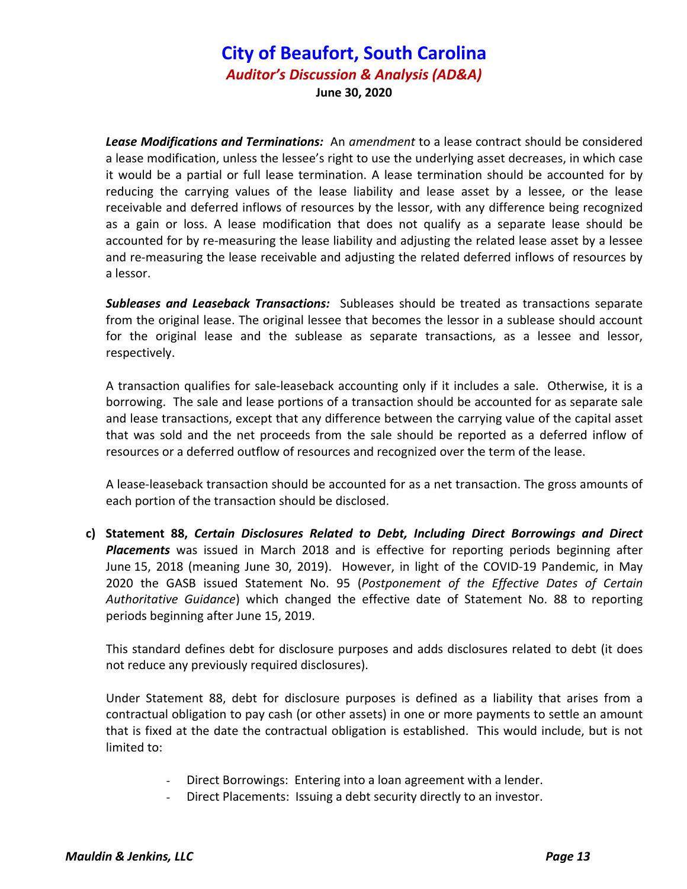***Lease Modifications and Terminations:*** An *amendment* to a lease contract should be considered a lease modification, unless the lessee's right to use the underlying asset decreases, in which case it would be a partial or full lease termination. A lease termination should be accounted for by reducing the carrying values of the lease liability and lease asset by a lessee, or the lease receivable and deferred inflows of resources by the lessor, with any difference being recognized as a gain or loss. A lease modification that does not qualify as a separate lease should be accounted for by re-measuring the lease liability and adjusting the related lease asset by a lessee and re-measuring the lease receivable and adjusting the related deferred inflows of resources by a lessor.

***Subleases and Leaseback Transactions:*** Subleases should be treated as transactions separate from the original lease. The original lessee that becomes the lessor in a sublease should account for the original lease and the sublease as separate transactions, as a lessee and lessor, respectively.

A transaction qualifies for sale-leaseback accounting only if it includes a sale. Otherwise, it is a borrowing. The sale and lease portions of a transaction should be accounted for as separate sale and lease transactions, except that any difference between the carrying value of the capital asset that was sold and the net proceeds from the sale should be reported as a deferred inflow of resources or a deferred outflow of resources and recognized over the term of the lease.

A lease-leaseback transaction should be accounted for as a net transaction. The gross amounts of each portion of the transaction should be disclosed.

**c) Statement 88, *Certain Disclosures Related to Debt, Including Direct Borrowings and Direct Placements*** was issued in March 2018 and is effective for reporting periods beginning after June 15, 2018 (meaning June 30, 2019). However, in light of the COVID-19 Pandemic, in May 2020 the GASB issued Statement No. 95 (*Postponement of the Effective Dates of Certain Authoritative Guidance*) which changed the effective date of Statement No. 88 to reporting periods beginning after June 15, 2019.

This standard defines debt for disclosure purposes and adds disclosures related to debt (it does not reduce any previously required disclosures).

Under Statement 88, debt for disclosure purposes is defined as a liability that arises from a contractual obligation to pay cash (or other assets) in one or more payments to settle an amount that is fixed at the date the contractual obligation is established. This would include, but is not limited to:

- Direct Borrowings: Entering into a loan agreement with a lender.
- Direct Placements: Issuing a debt security directly to an investor.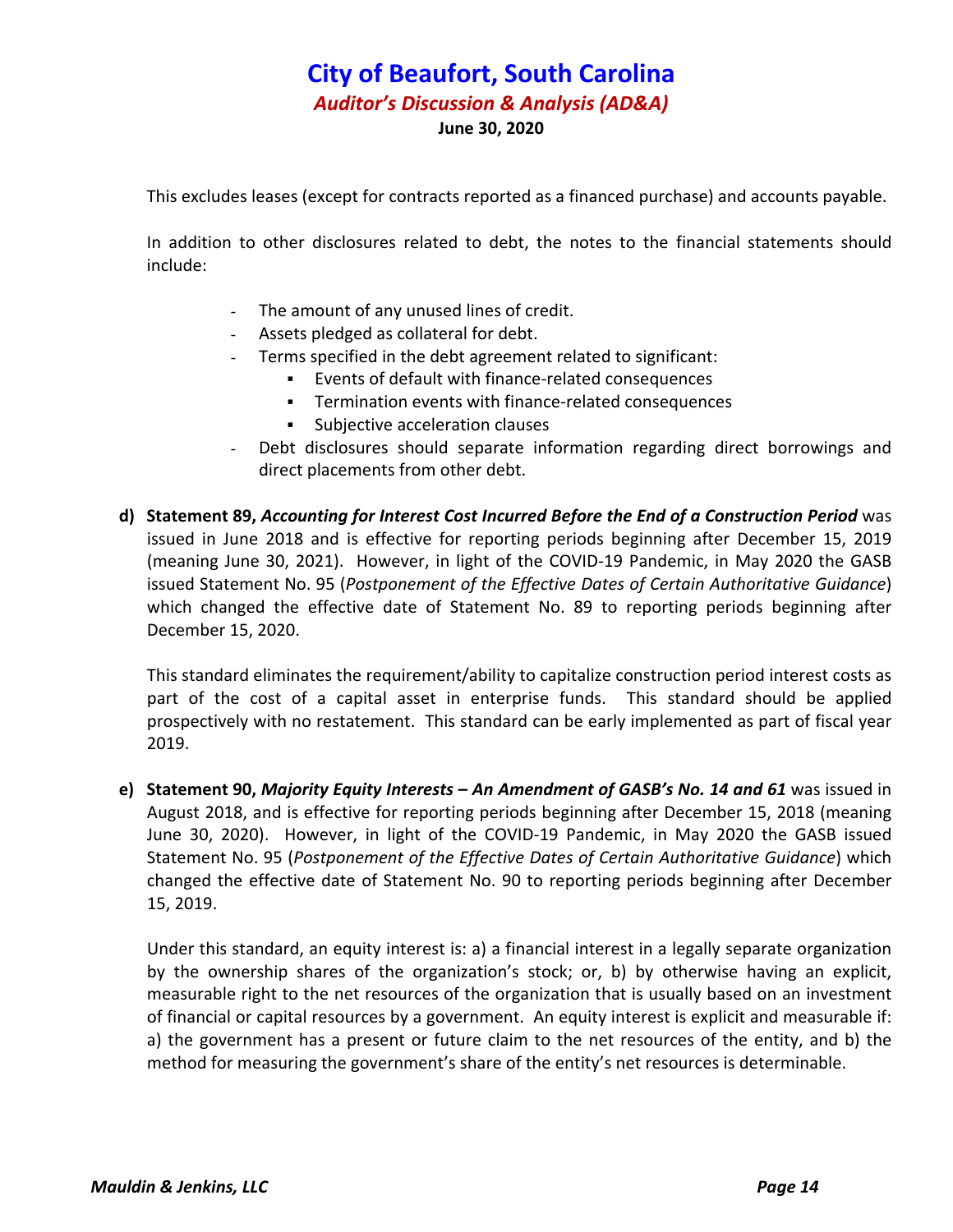This excludes leases (except for contracts reported as a financed purchase) and accounts payable.

In addition to other disclosures related to debt, the notes to the financial statements should include:

- The amount of any unused lines of credit.
- Assets pledged as collateral for debt.
- Terms specified in the debt agreement related to significant:
  - Events of default with finance-related consequences
  - Termination events with finance-related consequences
  - Subjective acceleration clauses
- Debt disclosures should separate information regarding direct borrowings and direct placements from other debt.

**d) Statement 89, *Accounting for Interest Cost Incurred Before the End of a Construction Period*** was issued in June 2018 and is effective for reporting periods beginning after December 15, 2019 (meaning June 30, 2021). However, in light of the COVID-19 Pandemic, in May 2020 the GASB issued Statement No. 95 (*Postponement of the Effective Dates of Certain Authoritative Guidance*) which changed the effective date of Statement No. 89 to reporting periods beginning after December 15, 2020.

This standard eliminates the requirement/ability to capitalize construction period interest costs as part of the cost of a capital asset in enterprise funds. This standard should be applied prospectively with no restatement. This standard can be early implemented as part of fiscal year 2019.

**e) Statement 90, *Majority Equity Interests – An Amendment of GASB's No. 14 and 61*** was issued in August 2018, and is effective for reporting periods beginning after December 15, 2018 (meaning June 30, 2020). However, in light of the COVID-19 Pandemic, in May 2020 the GASB issued Statement No. 95 (*Postponement of the Effective Dates of Certain Authoritative Guidance*) which changed the effective date of Statement No. 90 to reporting periods beginning after December 15, 2019.

Under this standard, an equity interest is: a) a financial interest in a legally separate organization by the ownership shares of the organization's stock; or, b) by otherwise having an explicit, measurable right to the net resources of the organization that is usually based on an investment of financial or capital resources by a government. An equity interest is explicit and measurable if: a) the government has a present or future claim to the net resources of the entity, and b) the method for measuring the government's share of the entity's net resources is determinable.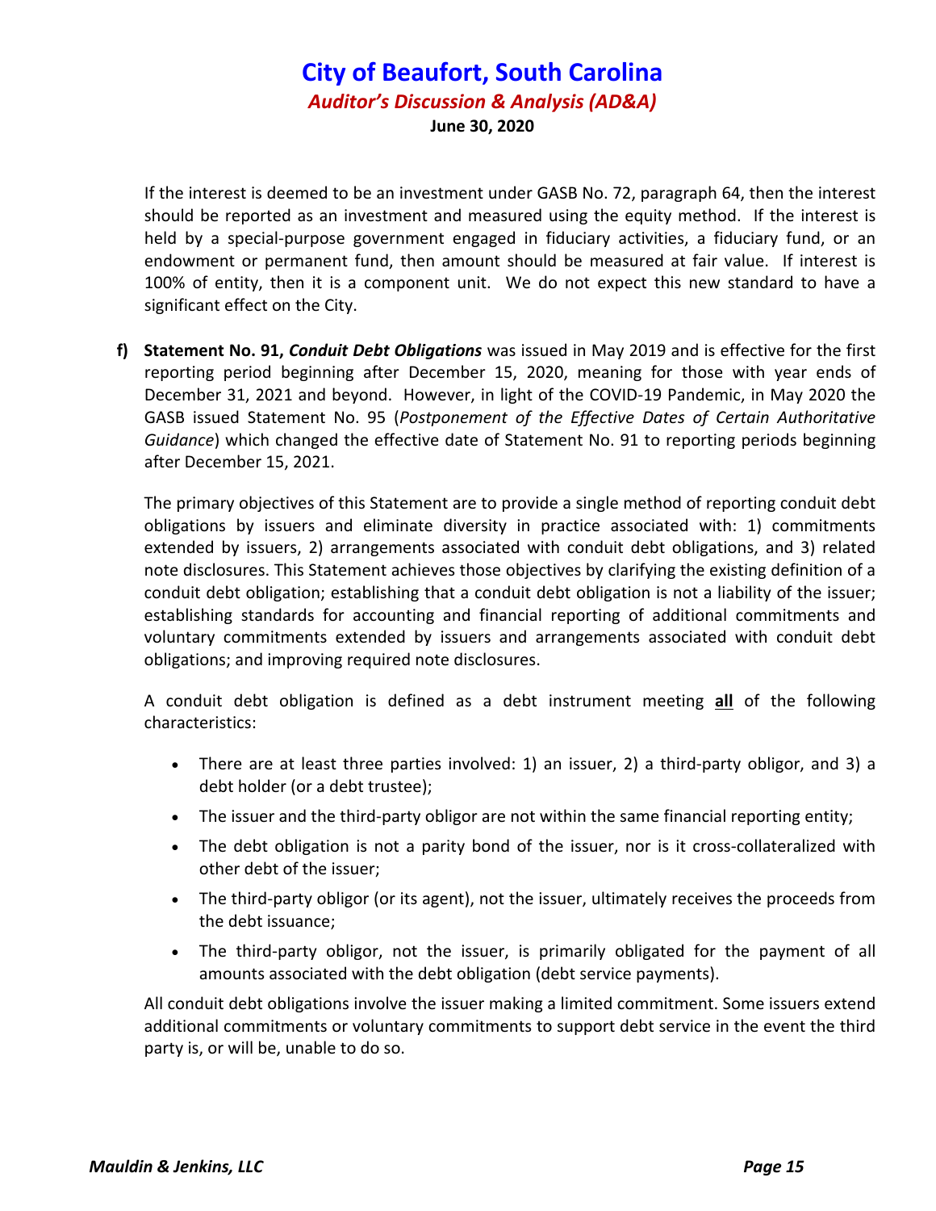If the interest is deemed to be an investment under GASB No. 72, paragraph 64, then the interest should be reported as an investment and measured using the equity method. If the interest is held by a special-purpose government engaged in fiduciary activities, a fiduciary fund, or an endowment or permanent fund, then amount should be measured at fair value. If interest is 100% of entity, then it is a component unit. We do not expect this new standard to have a significant effect on the City.

f) **Statement No. 91, *Conduit Debt Obligations*** was issued in May 2019 and is effective for the first reporting period beginning after December 15, 2020, meaning for those with year ends of December 31, 2021 and beyond. However, in light of the COVID-19 Pandemic, in May 2020 the GASB issued Statement No. 95 (*Postponement of the Effective Dates of Certain Authoritative Guidance*) which changed the effective date of Statement No. 91 to reporting periods beginning after December 15, 2021.

The primary objectives of this Statement are to provide a single method of reporting conduit debt obligations by issuers and eliminate diversity in practice associated with: 1) commitments extended by issuers, 2) arrangements associated with conduit debt obligations, and 3) related note disclosures. This Statement achieves those objectives by clarifying the existing definition of a conduit debt obligation; establishing that a conduit debt obligation is not a liability of the issuer; establishing standards for accounting and financial reporting of additional commitments and voluntary commitments extended by issuers and arrangements associated with conduit debt obligations; and improving required note disclosures.

A conduit debt obligation is defined as a debt instrument meeting **all** of the following characteristics:

- There are at least three parties involved: 1) an issuer, 2) a third-party obligor, and 3) a debt holder (or a debt trustee);
- The issuer and the third-party obligor are not within the same financial reporting entity;
- The debt obligation is not a parity bond of the issuer, nor is it cross-collateralized with other debt of the issuer;
- The third-party obligor (or its agent), not the issuer, ultimately receives the proceeds from the debt issuance;
- The third-party obligor, not the issuer, is primarily obligated for the payment of all amounts associated with the debt obligation (debt service payments).

All conduit debt obligations involve the issuer making a limited commitment. Some issuers extend additional commitments or voluntary commitments to support debt service in the event the third party is, or will be, unable to do so.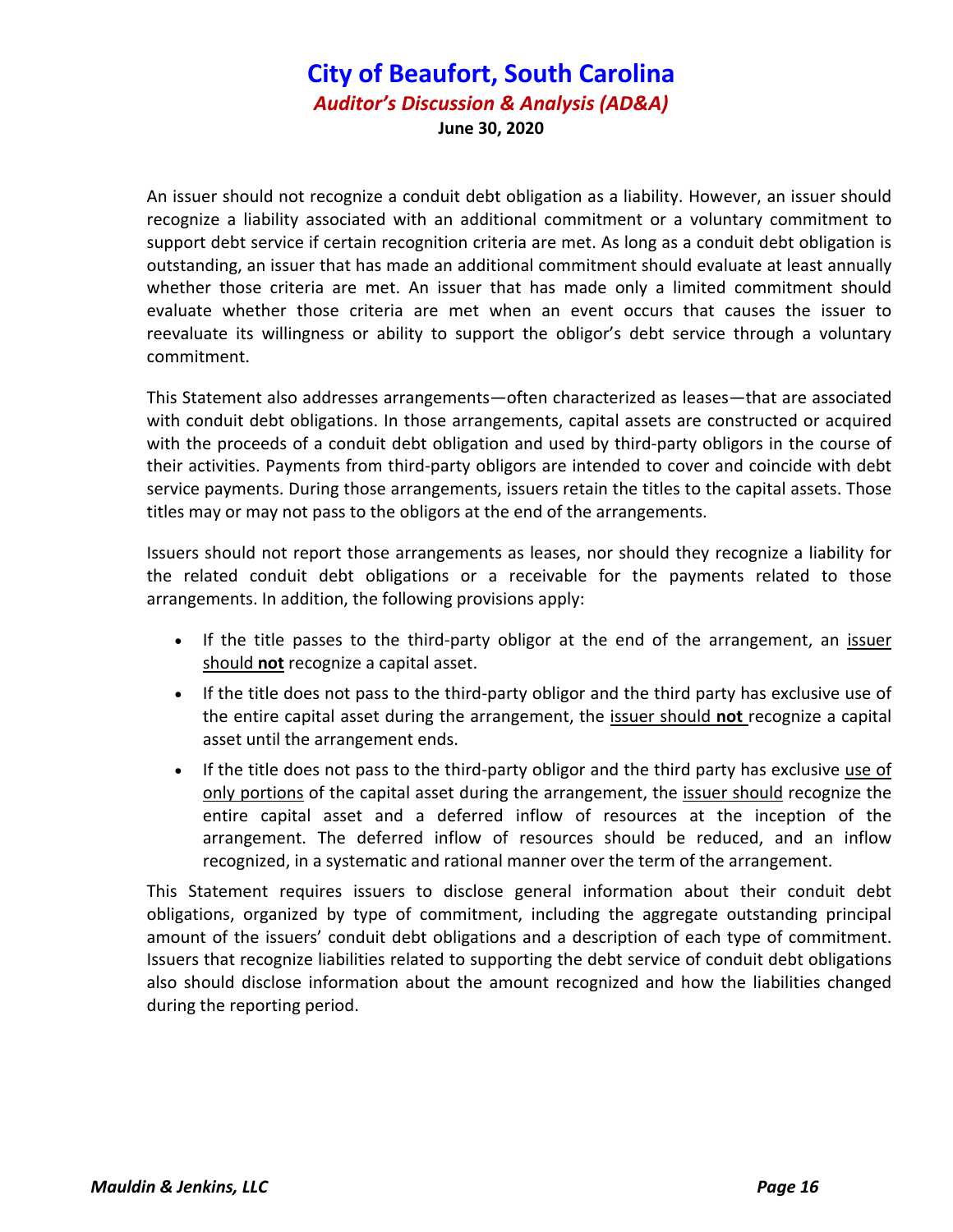An issuer should not recognize a conduit debt obligation as a liability. However, an issuer should recognize a liability associated with an additional commitment or a voluntary commitment to support debt service if certain recognition criteria are met. As long as a conduit debt obligation is outstanding, an issuer that has made an additional commitment should evaluate at least annually whether those criteria are met. An issuer that has made only a limited commitment should evaluate whether those criteria are met when an event occurs that causes the issuer to reevaluate its willingness or ability to support the obligor's debt service through a voluntary commitment.

This Statement also addresses arrangements—often characterized as leases—that are associated with conduit debt obligations. In those arrangements, capital assets are constructed or acquired with the proceeds of a conduit debt obligation and used by third-party obligors in the course of their activities. Payments from third-party obligors are intended to cover and coincide with debt service payments. During those arrangements, issuers retain the titles to the capital assets. Those titles may or may not pass to the obligors at the end of the arrangements.

Issuers should not report those arrangements as leases, nor should they recognize a liability for the related conduit debt obligations or a receivable for the payments related to those arrangements. In addition, the following provisions apply:

- If the title passes to the third-party obligor at the end of the arrangement, an issuer should **not** recognize a capital asset.
- If the title does not pass to the third-party obligor and the third party has exclusive use of the entire capital asset during the arrangement, the issuer should **not** recognize a capital asset until the arrangement ends.
- If the title does not pass to the third-party obligor and the third party has exclusive use of only portions of the capital asset during the arrangement, the issuer should recognize the entire capital asset and a deferred inflow of resources at the inception of the arrangement. The deferred inflow of resources should be reduced, and an inflow recognized, in a systematic and rational manner over the term of the arrangement.

This Statement requires issuers to disclose general information about their conduit debt obligations, organized by type of commitment, including the aggregate outstanding principal amount of the issuers' conduit debt obligations and a description of each type of commitment. Issuers that recognize liabilities related to supporting the debt service of conduit debt obligations also should disclose information about the amount recognized and how the liabilities changed during the reporting period.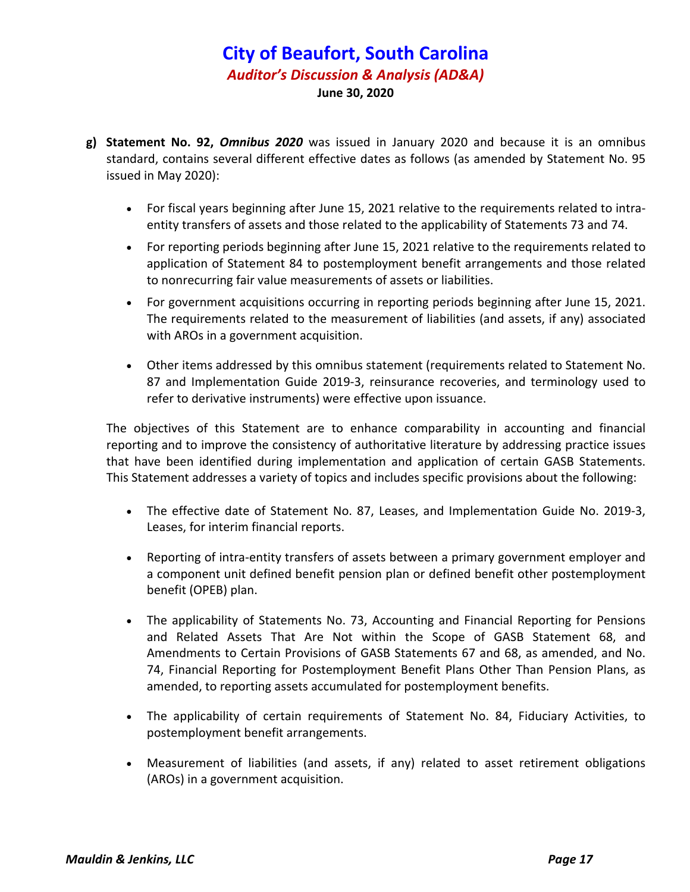**g) Statement No. 92, *Omnibus 2020*** was issued in January 2020 and because it is an omnibus standard, contains several different effective dates as follows (as amended by Statement No. 95 issued in May 2020):

- For fiscal years beginning after June 15, 2021 relative to the requirements related to intra-entity transfers of assets and those related to the applicability of Statements 73 and 74.
- For reporting periods beginning after June 15, 2021 relative to the requirements related to application of Statement 84 to postemployment benefit arrangements and those related to nonrecurring fair value measurements of assets or liabilities.
- For government acquisitions occurring in reporting periods beginning after June 15, 2021. The requirements related to the measurement of liabilities (and assets, if any) associated with AROs in a government acquisition.
- Other items addressed by this omnibus statement (requirements related to Statement No. 87 and Implementation Guide 2019-3, reinsurance recoveries, and terminology used to refer to derivative instruments) were effective upon issuance.

The objectives of this Statement are to enhance comparability in accounting and financial reporting and to improve the consistency of authoritative literature by addressing practice issues that have been identified during implementation and application of certain GASB Statements. This Statement addresses a variety of topics and includes specific provisions about the following:

- The effective date of Statement No. 87, Leases, and Implementation Guide No. 2019-3, Leases, for interim financial reports.
- Reporting of intra-entity transfers of assets between a primary government employer and a component unit defined benefit pension plan or defined benefit other postemployment benefit (OPEB) plan.
- The applicability of Statements No. 73, Accounting and Financial Reporting for Pensions and Related Assets That Are Not within the Scope of GASB Statement 68, and Amendments to Certain Provisions of GASB Statements 67 and 68, as amended, and No. 74, Financial Reporting for Postemployment Benefit Plans Other Than Pension Plans, as amended, to reporting assets accumulated for postemployment benefits.
- The applicability of certain requirements of Statement No. 84, Fiduciary Activities, to postemployment benefit arrangements.
- Measurement of liabilities (and assets, if any) related to asset retirement obligations (AROs) in a government acquisition.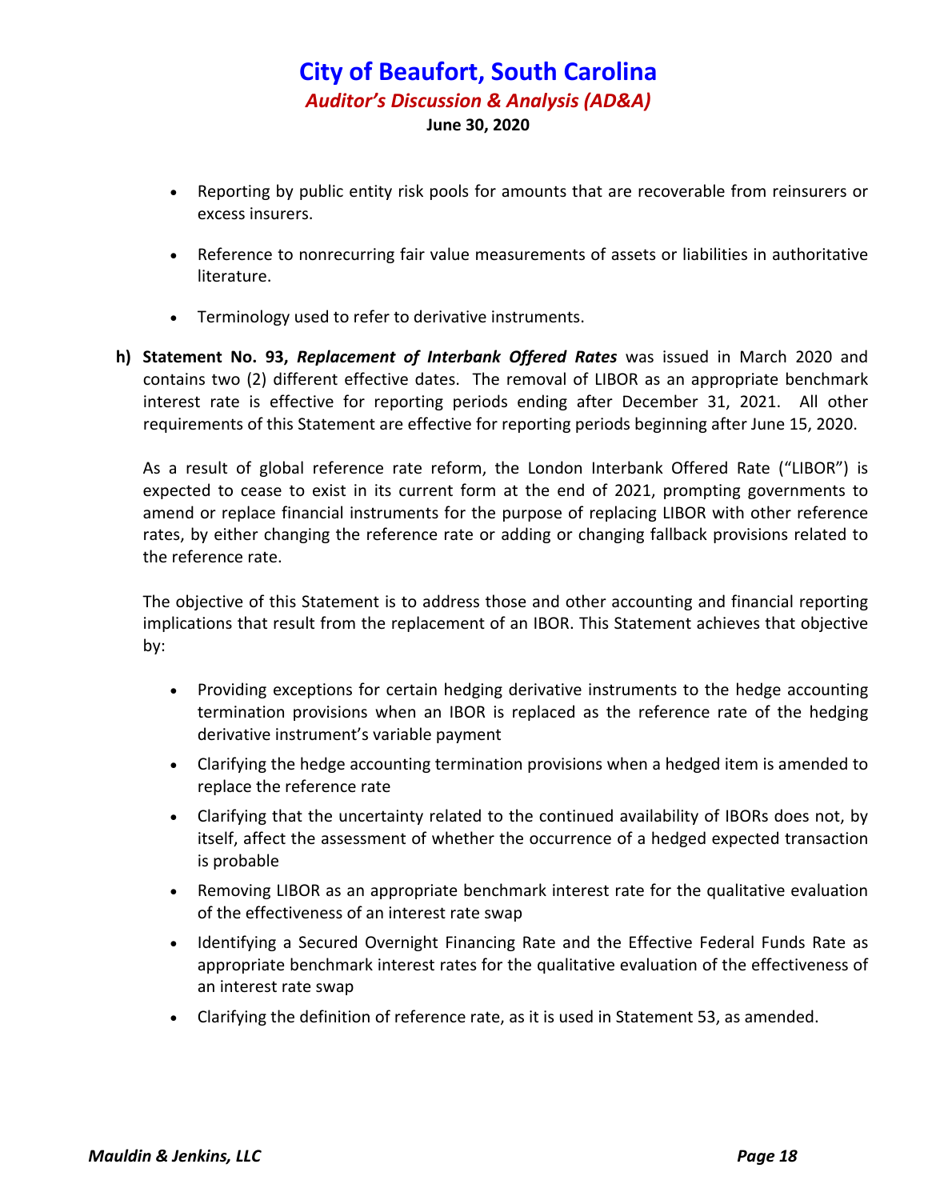- Reporting by public entity risk pools for amounts that are recoverable from reinsurers or excess insurers.

- Reference to nonrecurring fair value measurements of assets or liabilities in authoritative literature.

- Terminology used to refer to derivative instruments.

**h) Statement No. 93, *Replacement of Interbank Offered Rates*** was issued in March 2020 and contains two (2) different effective dates. The removal of LIBOR as an appropriate benchmark interest rate is effective for reporting periods ending after December 31, 2021. All other requirements of this Statement are effective for reporting periods beginning after June 15, 2020.

As a result of global reference rate reform, the London Interbank Offered Rate ("LIBOR") is expected to cease to exist in its current form at the end of 2021, prompting governments to amend or replace financial instruments for the purpose of replacing LIBOR with other reference rates, by either changing the reference rate or adding or changing fallback provisions related to the reference rate.

The objective of this Statement is to address those and other accounting and financial reporting implications that result from the replacement of an IBOR. This Statement achieves that objective by:

- Providing exceptions for certain hedging derivative instruments to the hedge accounting termination provisions when an IBOR is replaced as the reference rate of the hedging derivative instrument's variable payment
- Clarifying the hedge accounting termination provisions when a hedged item is amended to replace the reference rate
- Clarifying that the uncertainty related to the continued availability of IBORs does not, by itself, affect the assessment of whether the occurrence of a hedged expected transaction is probable
- Removing LIBOR as an appropriate benchmark interest rate for the qualitative evaluation of the effectiveness of an interest rate swap
- Identifying a Secured Overnight Financing Rate and the Effective Federal Funds Rate as appropriate benchmark interest rates for the qualitative evaluation of the effectiveness of an interest rate swap
- Clarifying the definition of reference rate, as it is used in Statement 53, as amended.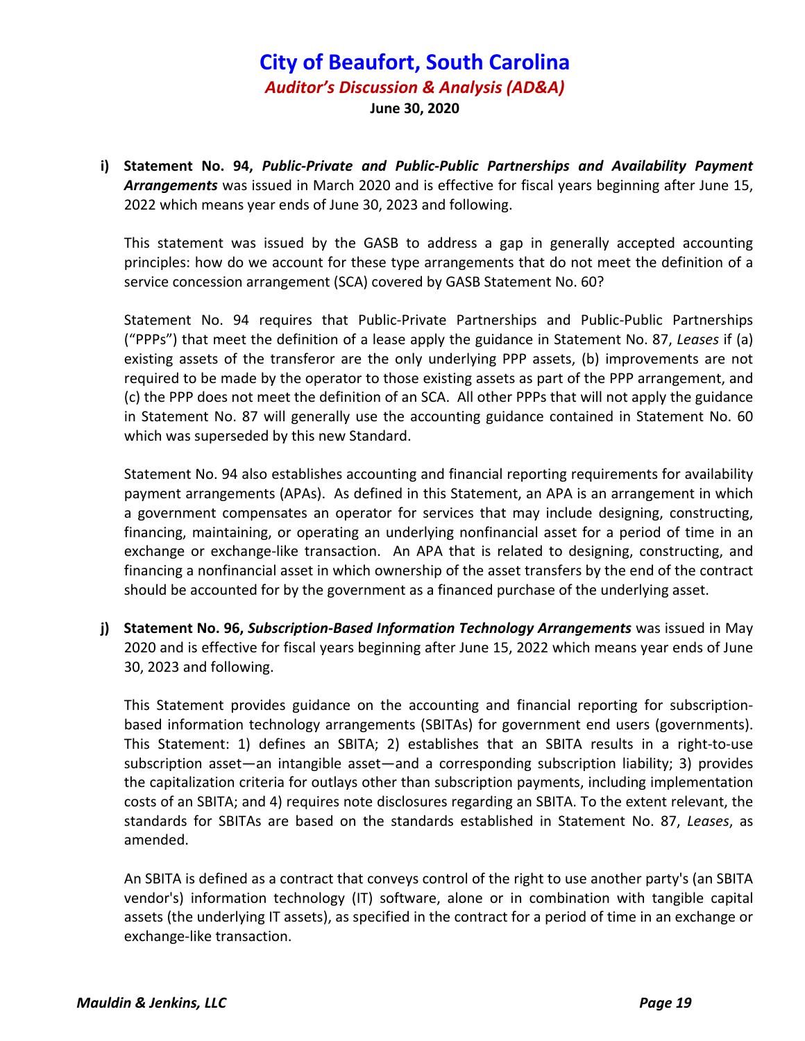i) **Statement No. 94, *Public-Private and Public-Public Partnerships and Availability Payment Arrangements*** was issued in March 2020 and is effective for fiscal years beginning after June 15, 2022 which means year ends of June 30, 2023 and following.

   This statement was issued by the GASB to address a gap in generally accepted accounting principles: how do we account for these type arrangements that do not meet the definition of a service concession arrangement (SCA) covered by GASB Statement No. 60?

   Statement No. 94 requires that Public-Private Partnerships and Public-Public Partnerships ("PPPs") that meet the definition of a lease apply the guidance in Statement No. 87, *Leases* if (a) existing assets of the transferor are the only underlying PPP assets, (b) improvements are not required to be made by the operator to those existing assets as part of the PPP arrangement, and (c) the PPP does not meet the definition of an SCA. All other PPPs that will not apply the guidance in Statement No. 87 will generally use the accounting guidance contained in Statement No. 60 which was superseded by this new Standard.

   Statement No. 94 also establishes accounting and financial reporting requirements for availability payment arrangements (APAs). As defined in this Statement, an APA is an arrangement in which a government compensates an operator for services that may include designing, constructing, financing, maintaining, or operating an underlying nonfinancial asset for a period of time in an exchange or exchange-like transaction. An APA that is related to designing, constructing, and financing a nonfinancial asset in which ownership of the asset transfers by the end of the contract should be accounted for by the government as a financed purchase of the underlying asset.

j) **Statement No. 96, *Subscription-Based Information Technology Arrangements*** was issued in May 2020 and is effective for fiscal years beginning after June 15, 2022 which means year ends of June 30, 2023 and following.

   This Statement provides guidance on the accounting and financial reporting for subscription-based information technology arrangements (SBITAs) for government end users (governments). This Statement: 1) defines an SBITA; 2) establishes that an SBITA results in a right-to-use subscription asset—an intangible asset—and a corresponding subscription liability; 3) provides the capitalization criteria for outlays other than subscription payments, including implementation costs of an SBITA; and 4) requires note disclosures regarding an SBITA. To the extent relevant, the standards for SBITAs are based on the standards established in Statement No. 87, *Leases*, as amended.

   An SBITA is defined as a contract that conveys control of the right to use another party's (an SBITA vendor's) information technology (IT) software, alone or in combination with tangible capital assets (the underlying IT assets), as specified in the contract for a period of time in an exchange or exchange-like transaction.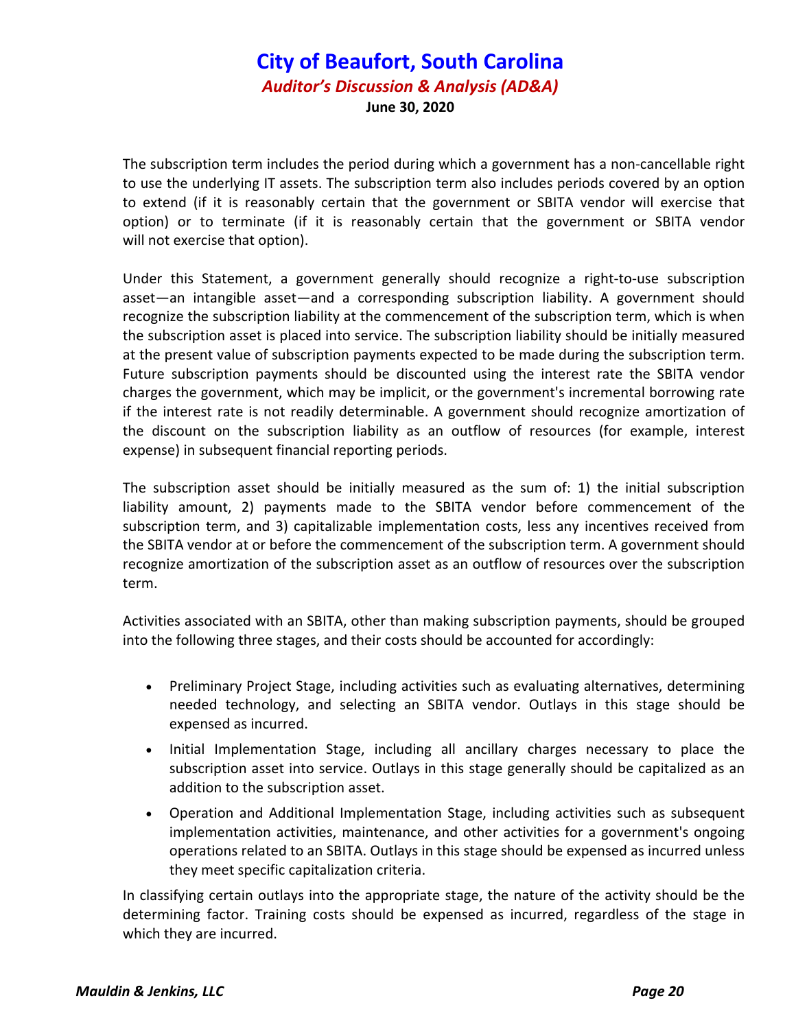The subscription term includes the period during which a government has a non-cancellable right to use the underlying IT assets. The subscription term also includes periods covered by an option to extend (if it is reasonably certain that the government or SBITA vendor will exercise that option) or to terminate (if it is reasonably certain that the government or SBITA vendor will not exercise that option).

Under this Statement, a government generally should recognize a right-to-use subscription asset—an intangible asset—and a corresponding subscription liability. A government should recognize the subscription liability at the commencement of the subscription term, which is when the subscription asset is placed into service. The subscription liability should be initially measured at the present value of subscription payments expected to be made during the subscription term. Future subscription payments should be discounted using the interest rate the SBITA vendor charges the government, which may be implicit, or the government's incremental borrowing rate if the interest rate is not readily determinable. A government should recognize amortization of the discount on the subscription liability as an outflow of resources (for example, interest expense) in subsequent financial reporting periods.

The subscription asset should be initially measured as the sum of: 1) the initial subscription liability amount, 2) payments made to the SBITA vendor before commencement of the subscription term, and 3) capitalizable implementation costs, less any incentives received from the SBITA vendor at or before the commencement of the subscription term. A government should recognize amortization of the subscription asset as an outflow of resources over the subscription term.

Activities associated with an SBITA, other than making subscription payments, should be grouped into the following three stages, and their costs should be accounted for accordingly:

- Preliminary Project Stage, including activities such as evaluating alternatives, determining needed technology, and selecting an SBITA vendor. Outlays in this stage should be expensed as incurred.
- Initial Implementation Stage, including all ancillary charges necessary to place the subscription asset into service. Outlays in this stage generally should be capitalized as an addition to the subscription asset.
- Operation and Additional Implementation Stage, including activities such as subsequent implementation activities, maintenance, and other activities for a government's ongoing operations related to an SBITA. Outlays in this stage should be expensed as incurred unless they meet specific capitalization criteria.

In classifying certain outlays into the appropriate stage, the nature of the activity should be the determining factor. Training costs should be expensed as incurred, regardless of the stage in which they are incurred.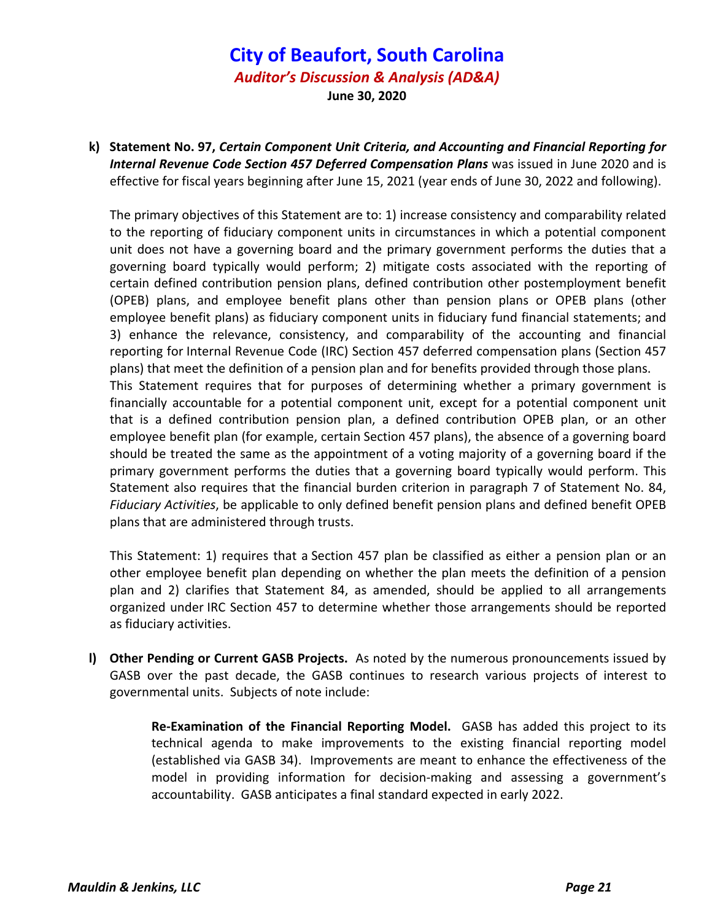**k) Statement No. 97, *Certain Component Unit Criteria, and Accounting and Financial Reporting for Internal Revenue Code Section 457 Deferred Compensation Plans*** was issued in June 2020 and is effective for fiscal years beginning after June 15, 2021 (year ends of June 30, 2022 and following).

The primary objectives of this Statement are to: 1) increase consistency and comparability related to the reporting of fiduciary component units in circumstances in which a potential component unit does not have a governing board and the primary government performs the duties that a governing board typically would perform; 2) mitigate costs associated with the reporting of certain defined contribution pension plans, defined contribution other postemployment benefit (OPEB) plans, and employee benefit plans other than pension plans or OPEB plans (other employee benefit plans) as fiduciary component units in fiduciary fund financial statements; and 3) enhance the relevance, consistency, and comparability of the accounting and financial reporting for Internal Revenue Code (IRC) Section 457 deferred compensation plans (Section 457 plans) that meet the definition of a pension plan and for benefits provided through those plans.
This Statement requires that for purposes of determining whether a primary government is financially accountable for a potential component unit, except for a potential component unit that is a defined contribution pension plan, a defined contribution OPEB plan, or an other employee benefit plan (for example, certain Section 457 plans), the absence of a governing board should be treated the same as the appointment of a voting majority of a governing board if the primary government performs the duties that a governing board typically would perform. This Statement also requires that the financial burden criterion in paragraph 7 of Statement No. 84, *Fiduciary Activities*, be applicable to only defined benefit pension plans and defined benefit OPEB plans that are administered through trusts.

This Statement: 1) requires that a Section 457 plan be classified as either a pension plan or an other employee benefit plan depending on whether the plan meets the definition of a pension plan and 2) clarifies that Statement 84, as amended, should be applied to all arrangements organized under IRC Section 457 to determine whether those arrangements should be reported as fiduciary activities.

**l) Other Pending or Current GASB Projects.** As noted by the numerous pronouncements issued by GASB over the past decade, the GASB continues to research various projects of interest to governmental units. Subjects of note include:

> **Re-Examination of the Financial Reporting Model.** GASB has added this project to its technical agenda to make improvements to the existing financial reporting model (established via GASB 34). Improvements are meant to enhance the effectiveness of the model in providing information for decision-making and assessing a government's accountability. GASB anticipates a final standard expected in early 2022.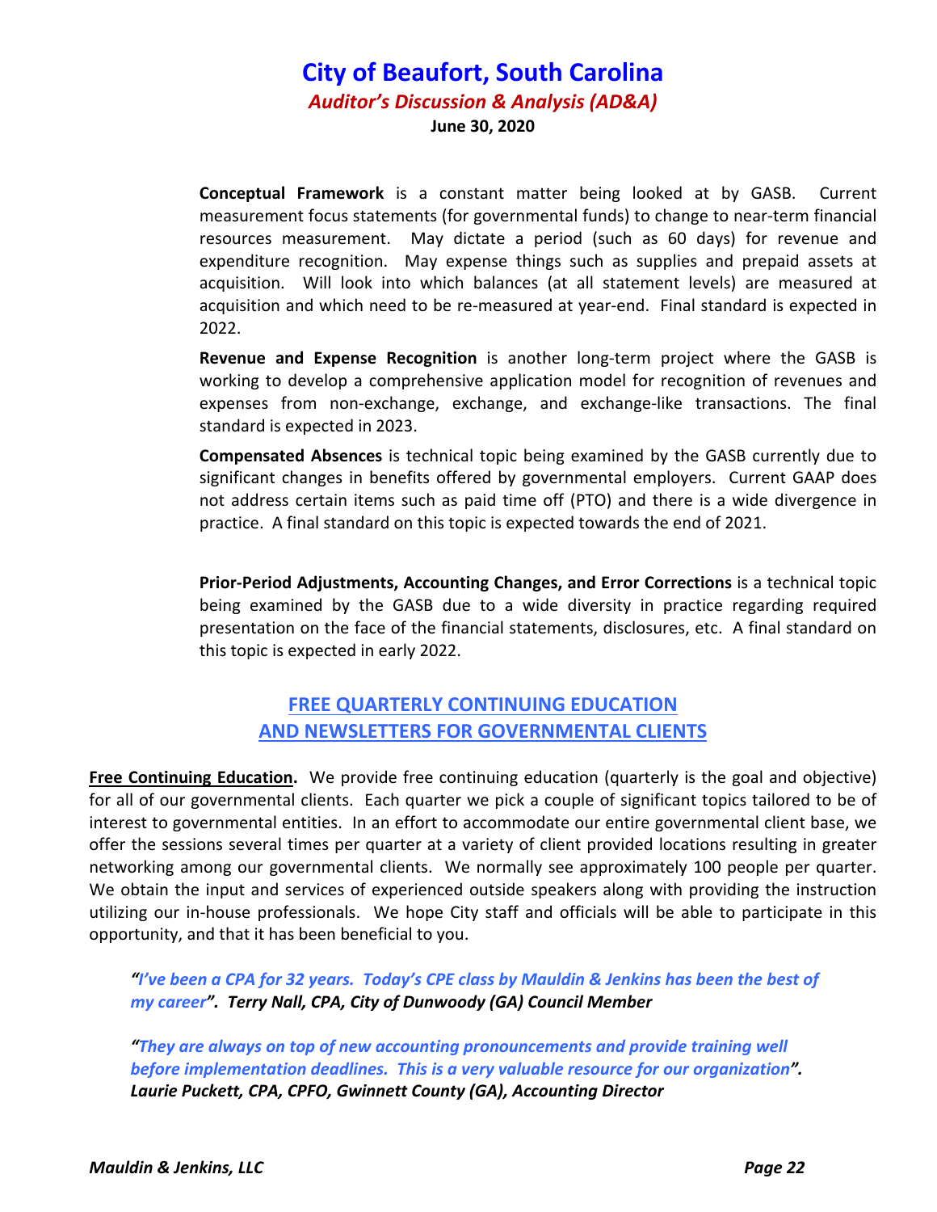**Conceptual Framework** is a constant matter being looked at by GASB. Current measurement focus statements (for governmental funds) to change to near-term financial resources measurement. May dictate a period (such as 60 days) for revenue and expenditure recognition. May expense things such as supplies and prepaid assets at acquisition. Will look into which balances (at all statement levels) are measured at acquisition and which need to be re-measured at year-end. Final standard is expected in 2022.

**Revenue and Expense Recognition** is another long-term project where the GASB is working to develop a comprehensive application model for recognition of revenues and expenses from non-exchange, exchange, and exchange-like transactions. The final standard is expected in 2023.

**Compensated Absences** is technical topic being examined by the GASB currently due to significant changes in benefits offered by governmental employers. Current GAAP does not address certain items such as paid time off (PTO) and there is a wide divergence in practice. A final standard on this topic is expected towards the end of 2021.

**Prior-Period Adjustments, Accounting Changes, and Error Corrections** is a technical topic being examined by the GASB due to a wide diversity in practice regarding required presentation on the face of the financial statements, disclosures, etc. A final standard on this topic is expected in early 2022.

## FREE QUARTERLY CONTINUING EDUCATION AND NEWSLETTERS FOR GOVERNMENTAL CLIENTS

**Free Continuing Education.** We provide free continuing education (quarterly is the goal and objective) for all of our governmental clients. Each quarter we pick a couple of significant topics tailored to be of interest to governmental entities. In an effort to accommodate our entire governmental client base, we offer the sessions several times per quarter at a variety of client provided locations resulting in greater networking among our governmental clients. We normally see approximately 100 people per quarter. We obtain the input and services of experienced outside speakers along with providing the instruction utilizing our in-house professionals. We hope City staff and officials will be able to participate in this opportunity, and that it has been beneficial to you.

***"I've been a CPA for 32 years. Today's CPE class by Mauldin & Jenkins has been the best of my career". Terry Nall, CPA, City of Dunwoody (GA) Council Member***

***"They are always on top of new accounting pronouncements and provide training well before implementation deadlines. This is a very valuable resource for our organization". Laurie Puckett, CPA, CPFO, Gwinnett County (GA), Accounting Director***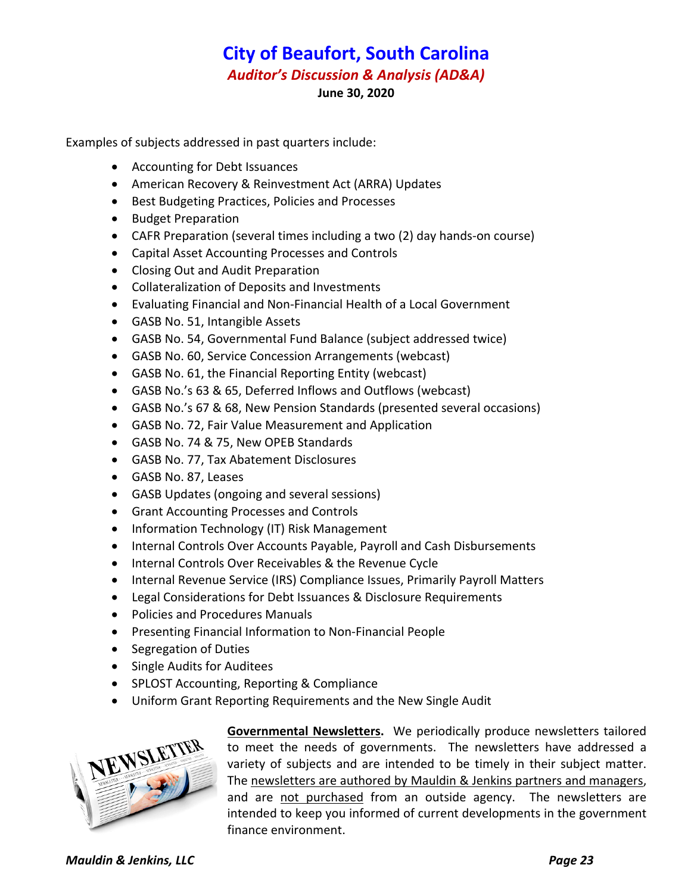Examples of subjects addressed in past quarters include:

- Accounting for Debt Issuances
- American Recovery & Reinvestment Act (ARRA) Updates
- Best Budgeting Practices, Policies and Processes
- Budget Preparation
- CAFR Preparation (several times including a two (2) day hands-on course)
- Capital Asset Accounting Processes and Controls
- Closing Out and Audit Preparation
- Collateralization of Deposits and Investments
- Evaluating Financial and Non-Financial Health of a Local Government
- GASB No. 51, Intangible Assets
- GASB No. 54, Governmental Fund Balance (subject addressed twice)
- GASB No. 60, Service Concession Arrangements (webcast)
- GASB No. 61, the Financial Reporting Entity (webcast)
- GASB No.'s 63 & 65, Deferred Inflows and Outflows (webcast)
- GASB No.'s 67 & 68, New Pension Standards (presented several occasions)
- GASB No. 72, Fair Value Measurement and Application
- GASB No. 74 & 75, New OPEB Standards
- GASB No. 77, Tax Abatement Disclosures
- GASB No. 87, Leases
- GASB Updates (ongoing and several sessions)
- Grant Accounting Processes and Controls
- Information Technology (IT) Risk Management
- Internal Controls Over Accounts Payable, Payroll and Cash Disbursements
- Internal Controls Over Receivables & the Revenue Cycle
- Internal Revenue Service (IRS) Compliance Issues, Primarily Payroll Matters
- Legal Considerations for Debt Issuances & Disclosure Requirements
- Policies and Procedures Manuals
- Presenting Financial Information to Non-Financial People
- Segregation of Duties
- Single Audits for Auditees
- SPLOST Accounting, Reporting & Compliance
- Uniform Grant Reporting Requirements and the New Single Audit

**Governmental Newsletters.** We periodically produce newsletters tailored to meet the needs of governments. The newsletters have addressed a variety of subjects and are intended to be timely in their subject matter. The newsletters are authored by Mauldin & Jenkins partners and managers, and are not purchased from an outside agency. The newsletters are intended to keep you informed of current developments in the government finance environment.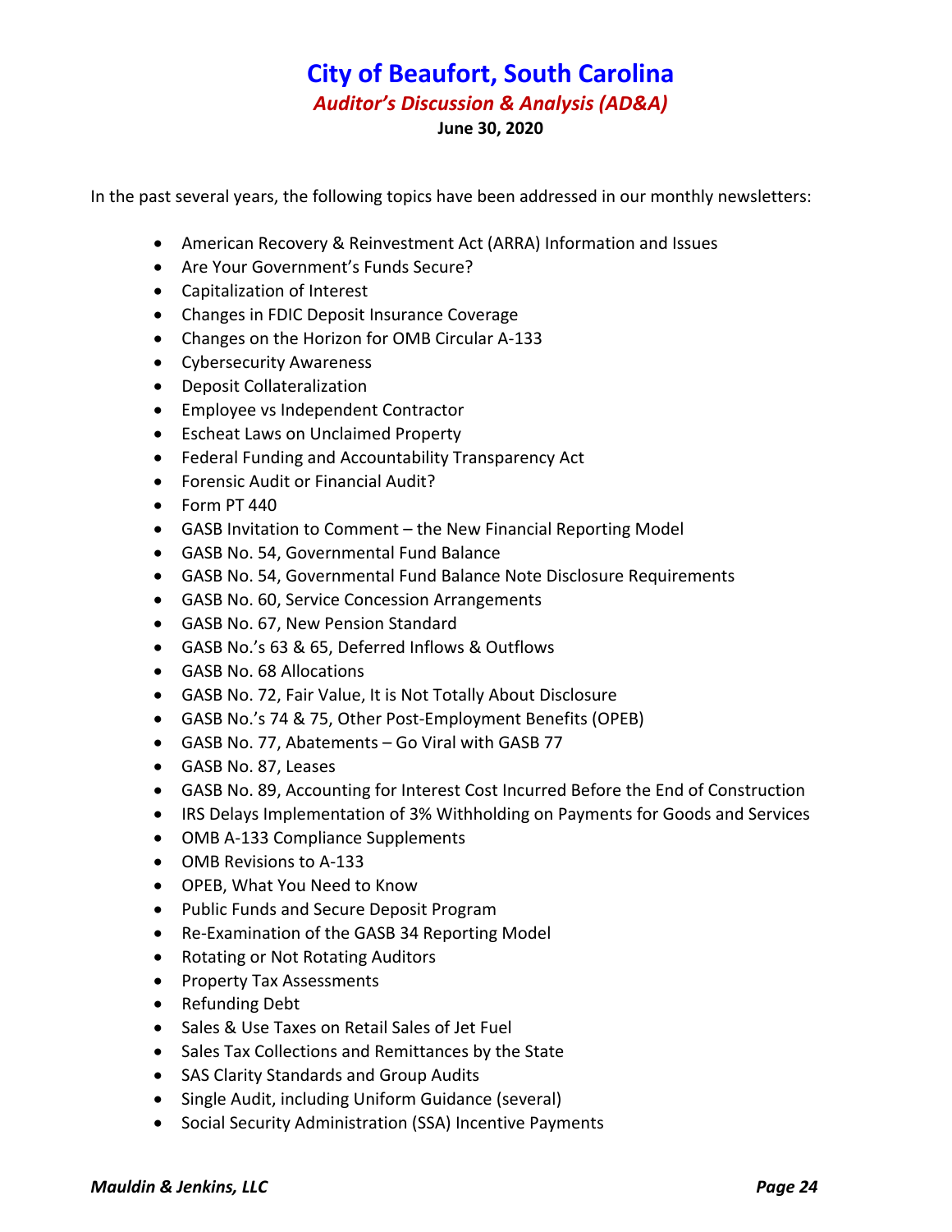# City of Beaufort, South Carolina

## *Auditor's Discussion & Analysis (AD&A)*

**June 30, 2020**

In the past several years, the following topics have been addressed in our monthly newsletters:

- American Recovery & Reinvestment Act (ARRA) Information and Issues
- Are Your Government's Funds Secure?
- Capitalization of Interest
- Changes in FDIC Deposit Insurance Coverage
- Changes on the Horizon for OMB Circular A-133
- Cybersecurity Awareness
- Deposit Collateralization
- Employee vs Independent Contractor
- Escheat Laws on Unclaimed Property
- Federal Funding and Accountability Transparency Act
- Forensic Audit or Financial Audit?
- Form PT 440
- GASB Invitation to Comment – the New Financial Reporting Model
- GASB No. 54, Governmental Fund Balance
- GASB No. 54, Governmental Fund Balance Note Disclosure Requirements
- GASB No. 60, Service Concession Arrangements
- GASB No. 67, New Pension Standard
- GASB No.'s 63 & 65, Deferred Inflows & Outflows
- GASB No. 68 Allocations
- GASB No. 72, Fair Value, It is Not Totally About Disclosure
- GASB No.'s 74 & 75, Other Post-Employment Benefits (OPEB)
- GASB No. 77, Abatements – Go Viral with GASB 77
- GASB No. 87, Leases
- GASB No. 89, Accounting for Interest Cost Incurred Before the End of Construction
- IRS Delays Implementation of 3% Withholding on Payments for Goods and Services
- OMB A-133 Compliance Supplements
- OMB Revisions to A-133
- OPEB, What You Need to Know
- Public Funds and Secure Deposit Program
- Re-Examination of the GASB 34 Reporting Model
- Rotating or Not Rotating Auditors
- Property Tax Assessments
- Refunding Debt
- Sales & Use Taxes on Retail Sales of Jet Fuel
- Sales Tax Collections and Remittances by the State
- SAS Clarity Standards and Group Audits
- Single Audit, including Uniform Guidance (several)
- Social Security Administration (SSA) Incentive Payments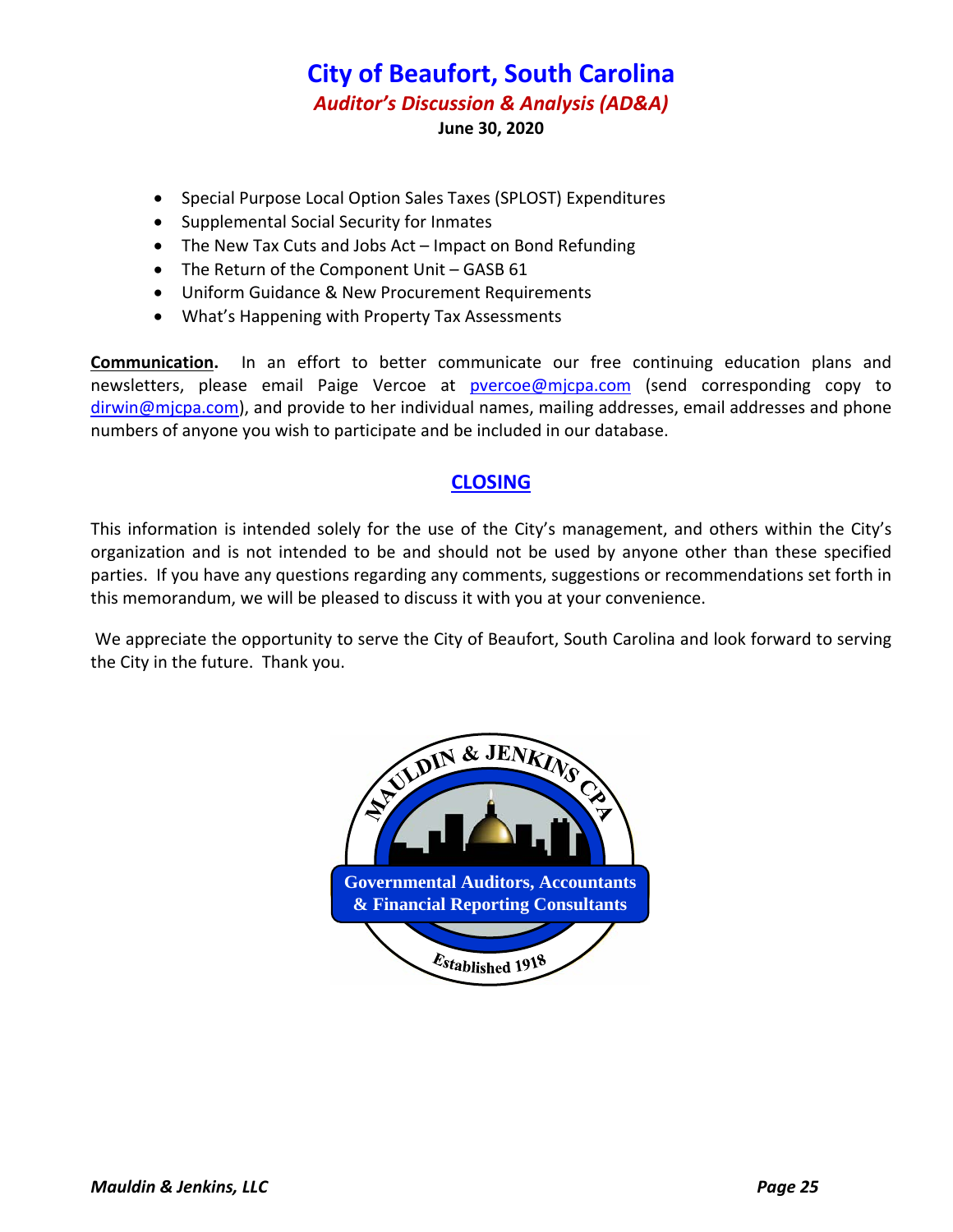- Special Purpose Local Option Sales Taxes (SPLOST) Expenditures
- Supplemental Social Security for Inmates
- The New Tax Cuts and Jobs Act – Impact on Bond Refunding
- The Return of the Component Unit – GASB 61
- Uniform Guidance & New Procurement Requirements
- What's Happening with Property Tax Assessments

**Communication.** In an effort to better communicate our free continuing education plans and newsletters, please email Paige Vercoe at pvercoe@mjcpa.com (send corresponding copy to dirwin@mjcpa.com), and provide to her individual names, mailing addresses, email addresses and phone numbers of anyone you wish to participate and be included in our database.

## CLOSING

This information is intended solely for the use of the City's management, and others within the City's organization and is not intended to be and should not be used by anyone other than these specified parties. If you have any questions regarding any comments, suggestions or recommendations set forth in this memorandum, we will be pleased to discuss it with you at your convenience.

We appreciate the opportunity to serve the City of Beaufort, South Carolina and look forward to serving the City in the future. Thank you.

MAULDIN & JENKINS CPA

Governmental Auditors, Accountants & Financial Reporting Consultants

Established 1918